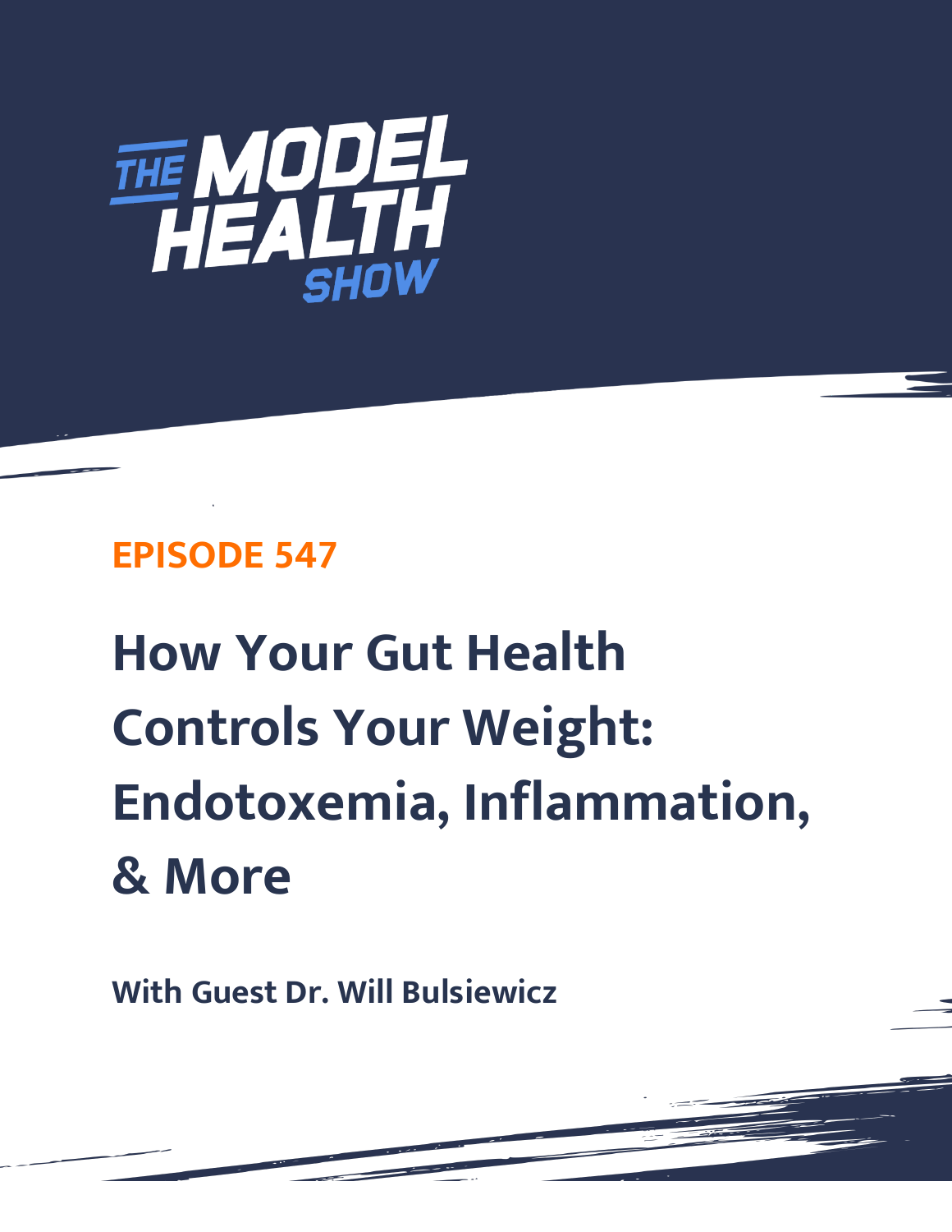THE MODEL HEALTH SHOW

## EPISODE 547

# How Your Gut Health Controls Your Weight: Endotoxemia, Inflammation, & More

**With Guest Dr. Will Bulsiewicz**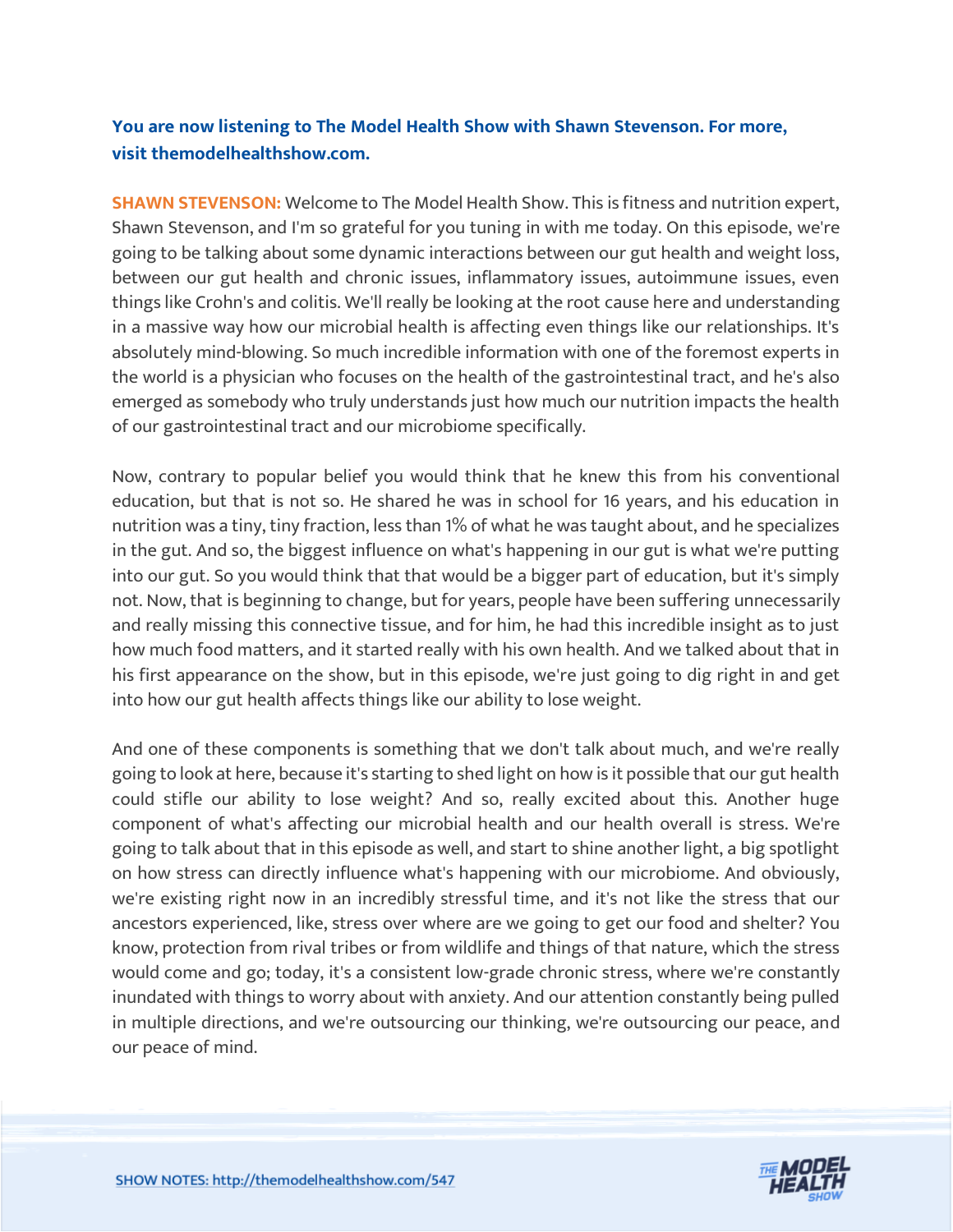**You are now listening to The Model Health Show with Shawn Stevenson. For more, visit themodelhealthshow.com.**

**SHAWN STEVENSON:** Welcome to The Model Health Show. This is fitness and nutrition expert, Shawn Stevenson, and I'm so grateful for you tuning in with me today. On this episode, we're going to be talking about some dynamic interactions between our gut health and weight loss, between our gut health and chronic issues, inflammatory issues, autoimmune issues, even things like Crohn's and colitis. We'll really be looking at the root cause here and understanding in a massive way how our microbial health is affecting even things like our relationships. It's absolutely mind-blowing. So much incredible information with one of the foremost experts in the world is a physician who focuses on the health of the gastrointestinal tract, and he's also emerged as somebody who truly understands just how much our nutrition impacts the health of our gastrointestinal tract and our microbiome specifically.

Now, contrary to popular belief you would think that he knew this from his conventional education, but that is not so. He shared he was in school for 16 years, and his education in nutrition was a tiny, tiny fraction, less than 1% of what he was taught about, and he specializes in the gut. And so, the biggest influence on what's happening in our gut is what we're putting into our gut. So you would think that that would be a bigger part of education, but it's simply not. Now, that is beginning to change, but for years, people have been suffering unnecessarily and really missing this connective tissue, and for him, he had this incredible insight as to just how much food matters, and it started really with his own health. And we talked about that in his first appearance on the show, but in this episode, we're just going to dig right in and get into how our gut health affects things like our ability to lose weight.

And one of these components is something that we don't talk about much, and we're really going to look at here, because it's starting to shed light on how is it possible that our gut health could stifle our ability to lose weight? And so, really excited about this. Another huge component of what's affecting our microbial health and our health overall is stress. We're going to talk about that in this episode as well, and start to shine another light, a big spotlight on how stress can directly influence what's happening with our microbiome. And obviously, we're existing right now in an incredibly stressful time, and it's not like the stress that our ancestors experienced, like, stress over where are we going to get our food and shelter? You know, protection from rival tribes or from wildlife and things of that nature, which the stress would come and go; today, it's a consistent low-grade chronic stress, where we're constantly inundated with things to worry about with anxiety. And our attention constantly being pulled in multiple directions, and we're outsourcing our thinking, we're outsourcing our peace, and our peace of mind.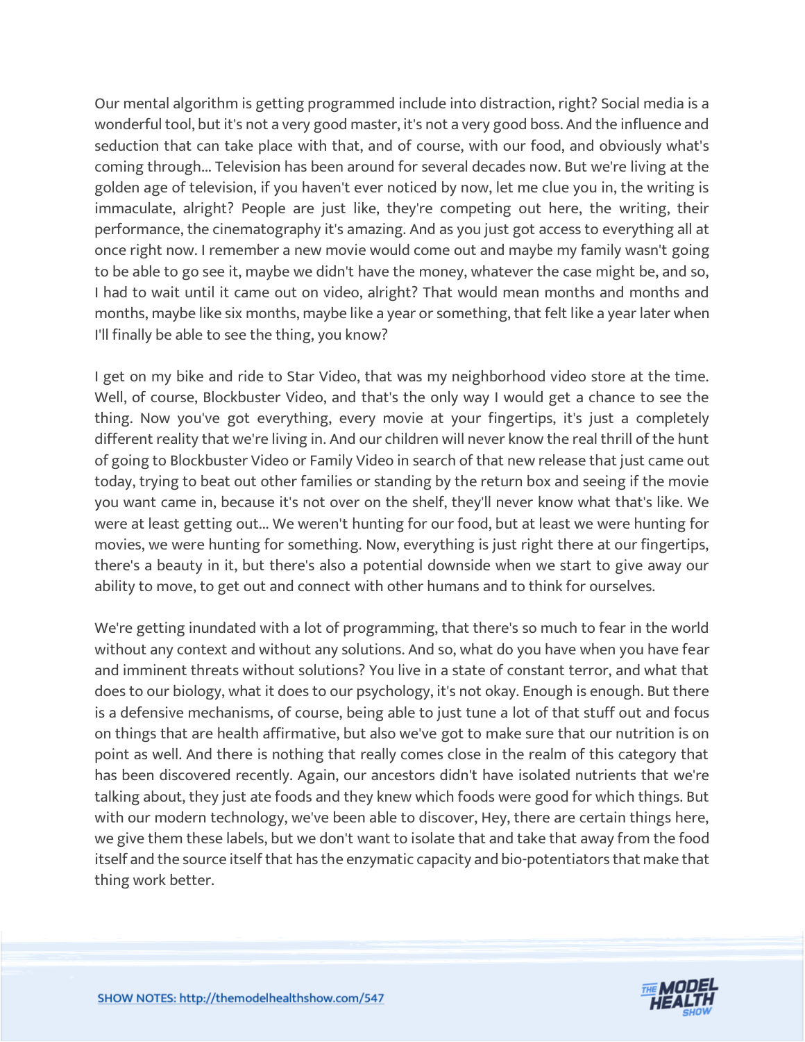Our mental algorithm is getting programmed include into distraction, right? Social media is a wonderful tool, but it's not a very good master, it's not a very good boss. And the influence and seduction that can take place with that, and of course, with our food, and obviously what's coming through... Television has been around for several decades now. But we're living at the golden age of television, if you haven't ever noticed by now, let me clue you in, the writing is immaculate, alright? People are just like, they're competing out here, the writing, their performance, the cinematography it's amazing. And as you just got access to everything all at once right now. I remember a new movie would come out and maybe my family wasn't going to be able to go see it, maybe we didn't have the money, whatever the case might be, and so, I had to wait until it came out on video, alright? That would mean months and months and months, maybe like six months, maybe like a year or something, that felt like a year later when I'll finally be able to see the thing, you know?

I get on my bike and ride to Star Video, that was my neighborhood video store at the time. Well, of course, Blockbuster Video, and that's the only way I would get a chance to see the thing. Now you've got everything, every movie at your fingertips, it's just a completely different reality that we're living in. And our children will never know the real thrill of the hunt of going to Blockbuster Video or Family Video in search of that new release that just came out today, trying to beat out other families or standing by the return box and seeing if the movie you want came in, because it's not over on the shelf, they'll never know what that's like. We were at least getting out... We weren't hunting for our food, but at least we were hunting for movies, we were hunting for something. Now, everything is just right there at our fingertips, there's a beauty in it, but there's also a potential downside when we start to give away our ability to move, to get out and connect with other humans and to think for ourselves.

We're getting inundated with a lot of programming, that there's so much to fear in the world without any context and without any solutions. And so, what do you have when you have fear and imminent threats without solutions? You live in a state of constant terror, and what that does to our biology, what it does to our psychology, it's not okay. Enough is enough. But there is a defensive mechanisms, of course, being able to just tune a lot of that stuff out and focus on things that are health affirmative, but also we've got to make sure that our nutrition is on point as well. And there is nothing that really comes close in the realm of this category that has been discovered recently. Again, our ancestors didn't have isolated nutrients that we're talking about, they just ate foods and they knew which foods were good for which things. But with our modern technology, we've been able to discover, Hey, there are certain things here, we give them these labels, but we don't want to isolate that and take that away from the food itself and the source itself that has the enzymatic capacity and bio-potentiators that make that thing work better.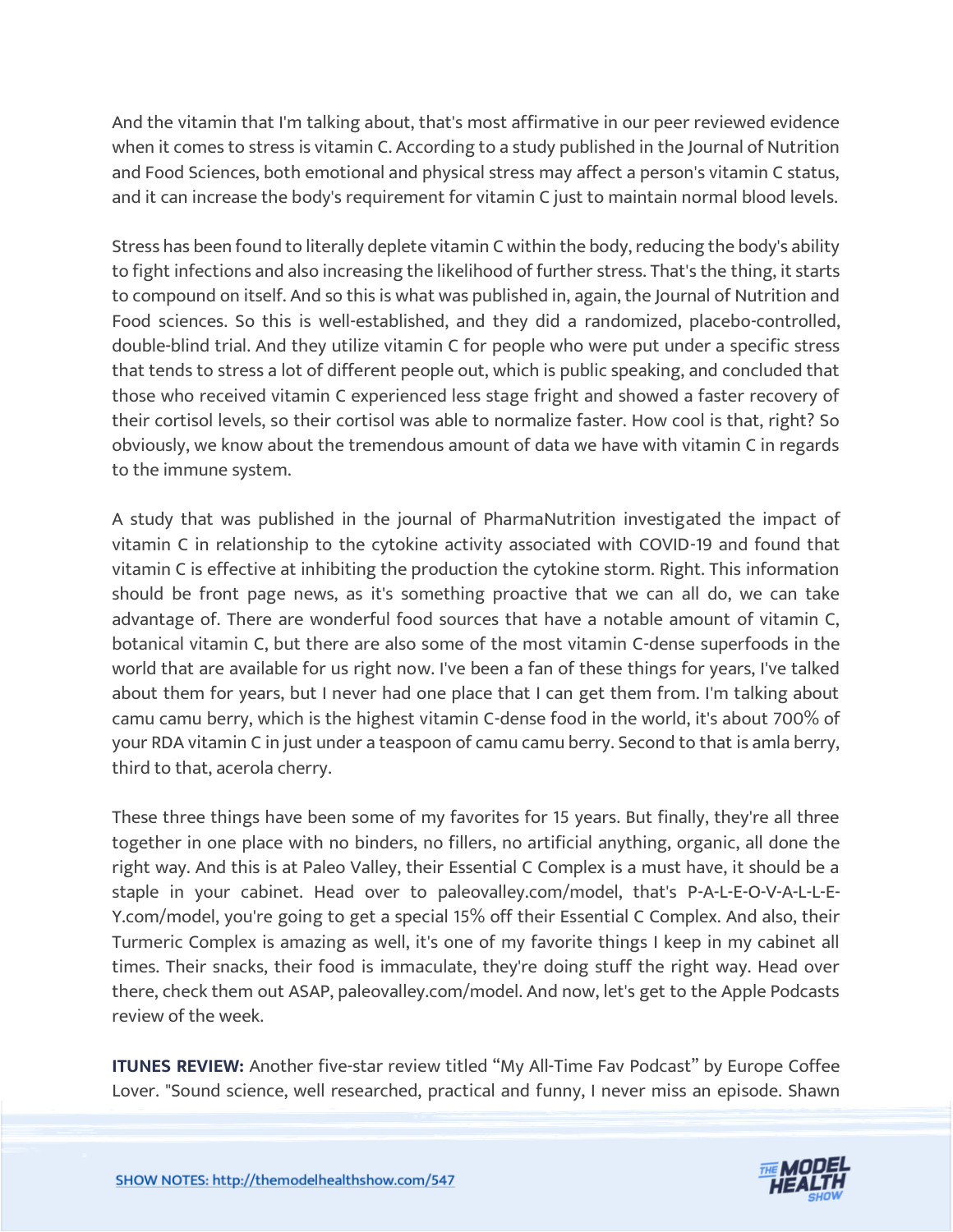And the vitamin that I'm talking about, that's most affirmative in our peer reviewed evidence when it comes to stress is vitamin C. According to a study published in the Journal of Nutrition and Food Sciences, both emotional and physical stress may affect a person's vitamin C status, and it can increase the body's requirement for vitamin C just to maintain normal blood levels.

Stress has been found to literally deplete vitamin C within the body, reducing the body's ability to fight infections and also increasing the likelihood of further stress. That's the thing, it starts to compound on itself. And so this is what was published in, again, the Journal of Nutrition and Food sciences. So this is well-established, and they did a randomized, placebo-controlled, double-blind trial. And they utilize vitamin C for people who were put under a specific stress that tends to stress a lot of different people out, which is public speaking, and concluded that those who received vitamin C experienced less stage fright and showed a faster recovery of their cortisol levels, so their cortisol was able to normalize faster. How cool is that, right? So obviously, we know about the tremendous amount of data we have with vitamin C in regards to the immune system.

A study that was published in the journal of PharmaNutrition investigated the impact of vitamin C in relationship to the cytokine activity associated with COVID-19 and found that vitamin C is effective at inhibiting the production the cytokine storm. Right. This information should be front page news, as it's something proactive that we can all do, we can take advantage of. There are wonderful food sources that have a notable amount of vitamin C, botanical vitamin C, but there are also some of the most vitamin C-dense superfoods in the world that are available for us right now. I've been a fan of these things for years, I've talked about them for years, but I never had one place that I can get them from. I'm talking about camu camu berry, which is the highest vitamin C-dense food in the world, it's about 700% of your RDA vitamin C in just under a teaspoon of camu camu berry. Second to that is amla berry, third to that, acerola cherry.

These three things have been some of my favorites for 15 years. But finally, they're all three together in one place with no binders, no fillers, no artificial anything, organic, all done the right way. And this is at Paleo Valley, their Essential C Complex is a must have, it should be a staple in your cabinet. Head over to paleovalley.com/model, that's P-A-L-E-O-V-A-L-L-E-Y.com/model, you're going to get a special 15% off their Essential C Complex. And also, their Turmeric Complex is amazing as well, it's one of my favorite things I keep in my cabinet all times. Their snacks, their food is immaculate, they're doing stuff the right way. Head over there, check them out ASAP, paleovalley.com/model. And now, let's get to the Apple Podcasts review of the week.

**ITUNES REVIEW:** Another five-star review titled “My All-Time Fav Podcast” by Europe Coffee Lover. "Sound science, well researched, practical and funny, I never miss an episode. Shawn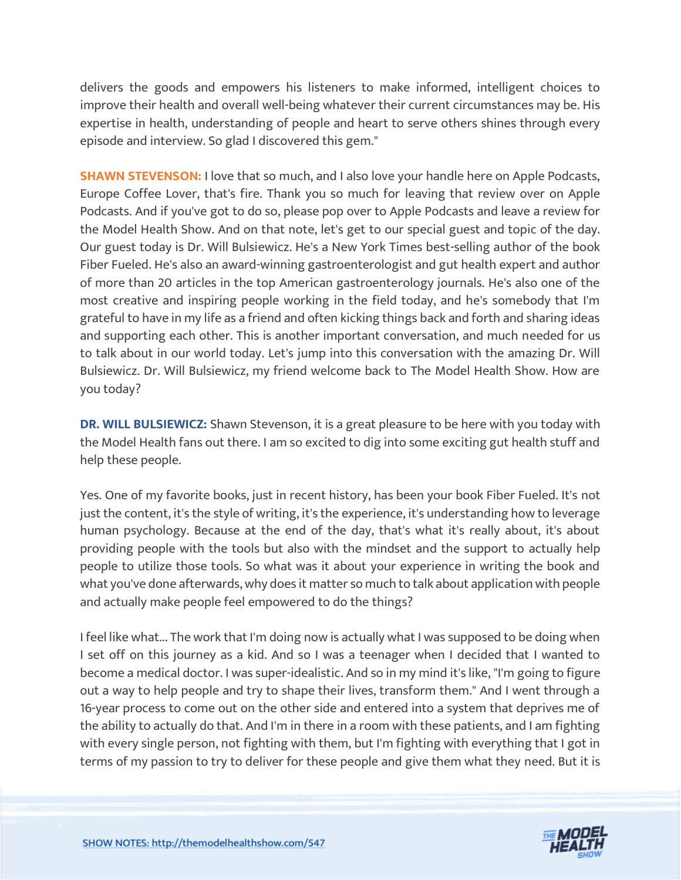delivers the goods and empowers his listeners to make informed, intelligent choices to improve their health and overall well-being whatever their current circumstances may be. His expertise in health, understanding of people and heart to serve others shines through every episode and interview. So glad I discovered this gem."

**SHAWN STEVENSON:** I love that so much, and I also love your handle here on Apple Podcasts, Europe Coffee Lover, that's fire. Thank you so much for leaving that review over on Apple Podcasts. And if you've got to do so, please pop over to Apple Podcasts and leave a review for the Model Health Show. And on that note, let's get to our special guest and topic of the day. Our guest today is Dr. Will Bulsiewicz. He's a New York Times best-selling author of the book Fiber Fueled. He's also an award-winning gastroenterologist and gut health expert and author of more than 20 articles in the top American gastroenterology journals. He's also one of the most creative and inspiring people working in the field today, and he's somebody that I'm grateful to have in my life as a friend and often kicking things back and forth and sharing ideas and supporting each other. This is another important conversation, and much needed for us to talk about in our world today. Let's jump into this conversation with the amazing Dr. Will Bulsiewicz. Dr. Will Bulsiewicz, my friend welcome back to The Model Health Show. How are you today?

**DR. WILL BULSIEWICZ:** Shawn Stevenson, it is a great pleasure to be here with you today with the Model Health fans out there. I am so excited to dig into some exciting gut health stuff and help these people.

Yes. One of my favorite books, just in recent history, has been your book Fiber Fueled. It's not just the content, it's the style of writing, it's the experience, it's understanding how to leverage human psychology. Because at the end of the day, that's what it's really about, it's about providing people with the tools but also with the mindset and the support to actually help people to utilize those tools. So what was it about your experience in writing the book and what you've done afterwards, why does it matter so much to talk about application with people and actually make people feel empowered to do the things?

I feel like what... The work that I'm doing now is actually what I was supposed to be doing when I set off on this journey as a kid. And so I was a teenager when I decided that I wanted to become a medical doctor. I was super-idealistic. And so in my mind it's like, "I'm going to figure out a way to help people and try to shape their lives, transform them." And I went through a 16-year process to come out on the other side and entered into a system that deprives me of the ability to actually do that. And I'm in there in a room with these patients, and I am fighting with every single person, not fighting with them, but I'm fighting with everything that I got in terms of my passion to try to deliver for these people and give them what they need. But it is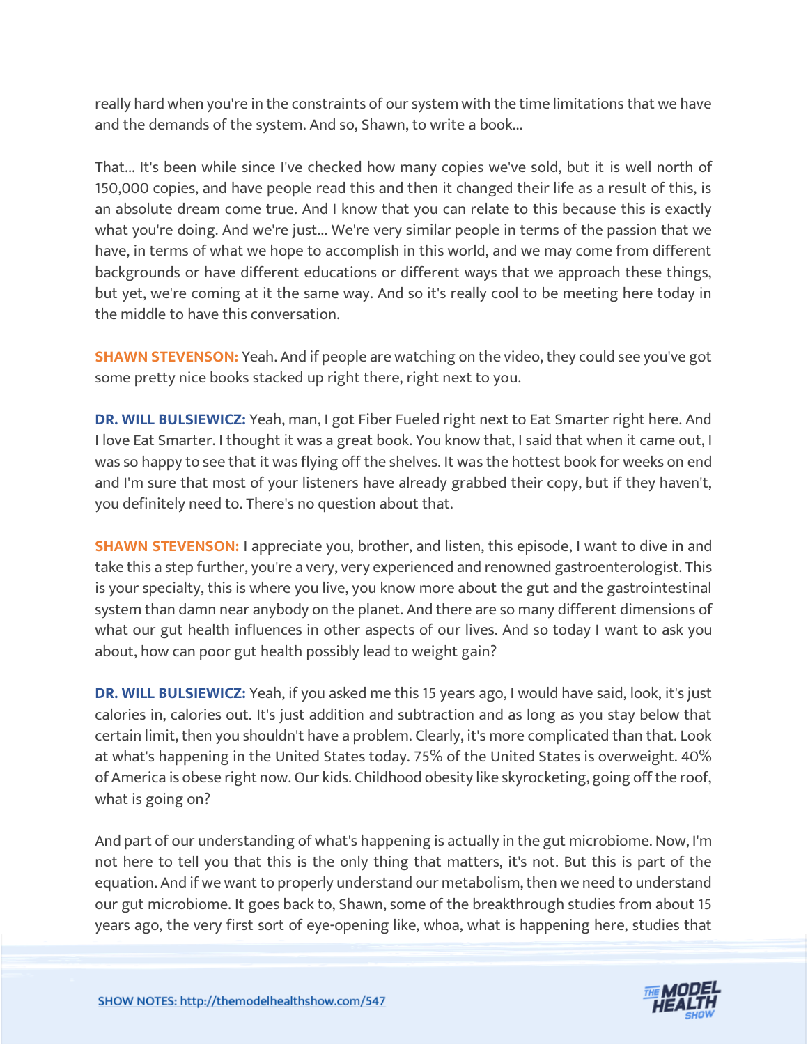really hard when you're in the constraints of our system with the time limitations that we have and the demands of the system. And so, Shawn, to write a book...

That... It's been while since I've checked how many copies we've sold, but it is well north of 150,000 copies, and have people read this and then it changed their life as a result of this, is an absolute dream come true. And I know that you can relate to this because this is exactly what you're doing. And we're just... We're very similar people in terms of the passion that we have, in terms of what we hope to accomplish in this world, and we may come from different backgrounds or have different educations or different ways that we approach these things, but yet, we're coming at it the same way. And so it's really cool to be meeting here today in the middle to have this conversation.

**SHAWN STEVENSON:** Yeah. And if people are watching on the video, they could see you've got some pretty nice books stacked up right there, right next to you.

**DR. WILL BULSIEWICZ:** Yeah, man, I got Fiber Fueled right next to Eat Smarter right here. And I love Eat Smarter. I thought it was a great book. You know that, I said that when it came out, I was so happy to see that it was flying off the shelves. It was the hottest book for weeks on end and I'm sure that most of your listeners have already grabbed their copy, but if they haven't, you definitely need to. There's no question about that.

**SHAWN STEVENSON:** I appreciate you, brother, and listen, this episode, I want to dive in and take this a step further, you're a very, very experienced and renowned gastroenterologist. This is your specialty, this is where you live, you know more about the gut and the gastrointestinal system than damn near anybody on the planet. And there are so many different dimensions of what our gut health influences in other aspects of our lives. And so today I want to ask you about, how can poor gut health possibly lead to weight gain?

**DR. WILL BULSIEWICZ:** Yeah, if you asked me this 15 years ago, I would have said, look, it's just calories in, calories out. It's just addition and subtraction and as long as you stay below that certain limit, then you shouldn't have a problem. Clearly, it's more complicated than that. Look at what's happening in the United States today. 75% of the United States is overweight. 40% of America is obese right now. Our kids. Childhood obesity like skyrocketing, going off the roof, what is going on?

And part of our understanding of what's happening is actually in the gut microbiome. Now, I'm not here to tell you that this is the only thing that matters, it's not. But this is part of the equation. And if we want to properly understand our metabolism, then we need to understand our gut microbiome. It goes back to, Shawn, some of the breakthrough studies from about 15 years ago, the very first sort of eye-opening like, whoa, what is happening here, studies that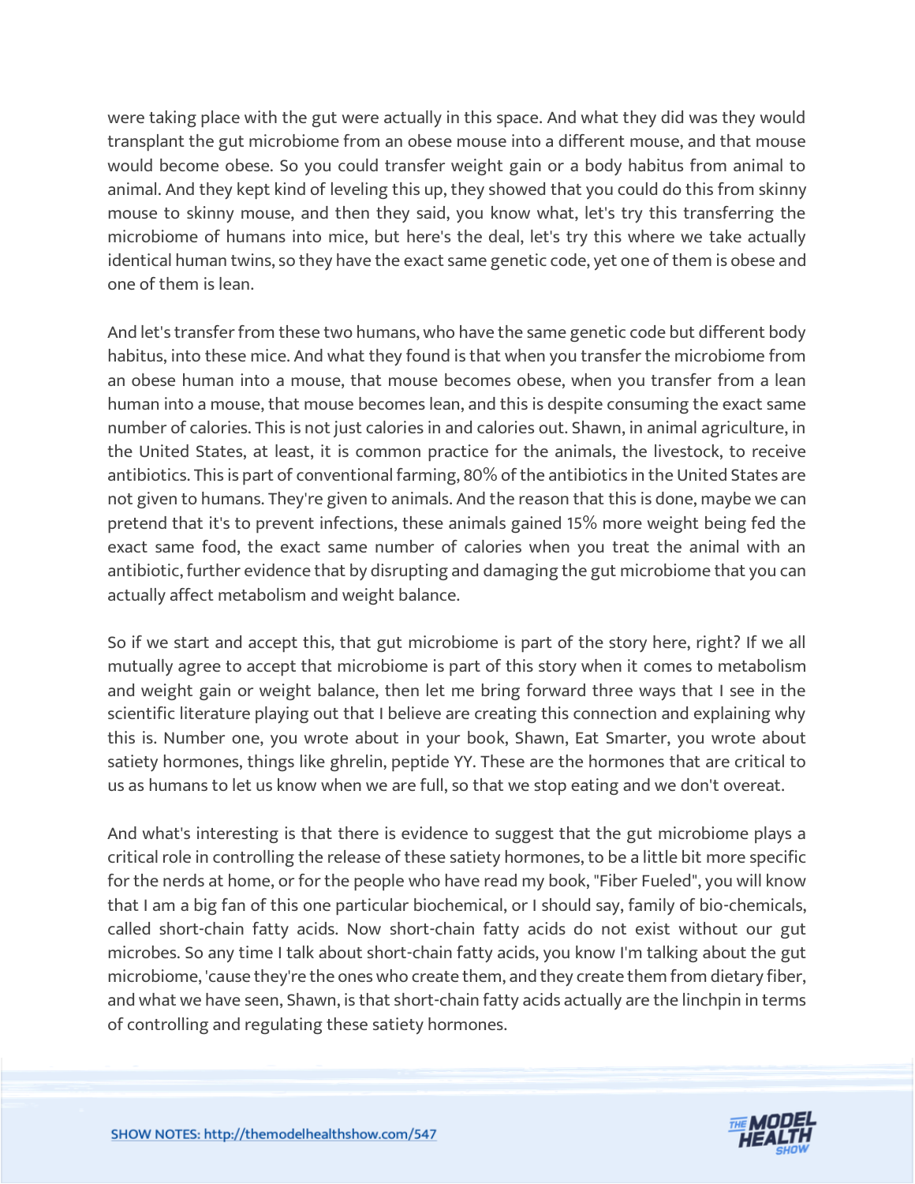were taking place with the gut were actually in this space. And what they did was they would transplant the gut microbiome from an obese mouse into a different mouse, and that mouse would become obese. So you could transfer weight gain or a body habitus from animal to animal. And they kept kind of leveling this up, they showed that you could do this from skinny mouse to skinny mouse, and then they said, you know what, let's try this transferring the microbiome of humans into mice, but here's the deal, let's try this where we take actually identical human twins, so they have the exact same genetic code, yet one of them is obese and one of them is lean.

And let's transfer from these two humans, who have the same genetic code but different body habitus, into these mice. And what they found is that when you transfer the microbiome from an obese human into a mouse, that mouse becomes obese, when you transfer from a lean human into a mouse, that mouse becomes lean, and this is despite consuming the exact same number of calories. This is not just calories in and calories out. Shawn, in animal agriculture, in the United States, at least, it is common practice for the animals, the livestock, to receive antibiotics. This is part of conventional farming, 80% of the antibiotics in the United States are not given to humans. They're given to animals. And the reason that this is done, maybe we can pretend that it's to prevent infections, these animals gained 15% more weight being fed the exact same food, the exact same number of calories when you treat the animal with an antibiotic, further evidence that by disrupting and damaging the gut microbiome that you can actually affect metabolism and weight balance.

So if we start and accept this, that gut microbiome is part of the story here, right? If we all mutually agree to accept that microbiome is part of this story when it comes to metabolism and weight gain or weight balance, then let me bring forward three ways that I see in the scientific literature playing out that I believe are creating this connection and explaining why this is. Number one, you wrote about in your book, Shawn, Eat Smarter, you wrote about satiety hormones, things like ghrelin, peptide YY. These are the hormones that are critical to us as humans to let us know when we are full, so that we stop eating and we don't overeat.

And what's interesting is that there is evidence to suggest that the gut microbiome plays a critical role in controlling the release of these satiety hormones, to be a little bit more specific for the nerds at home, or for the people who have read my book, "Fiber Fueled", you will know that I am a big fan of this one particular biochemical, or I should say, family of bio-chemicals, called short-chain fatty acids. Now short-chain fatty acids do not exist without our gut microbes. So any time I talk about short-chain fatty acids, you know I'm talking about the gut microbiome, 'cause they're the ones who create them, and they create them from dietary fiber, and what we have seen, Shawn, is that short-chain fatty acids actually are the linchpin in terms of controlling and regulating these satiety hormones.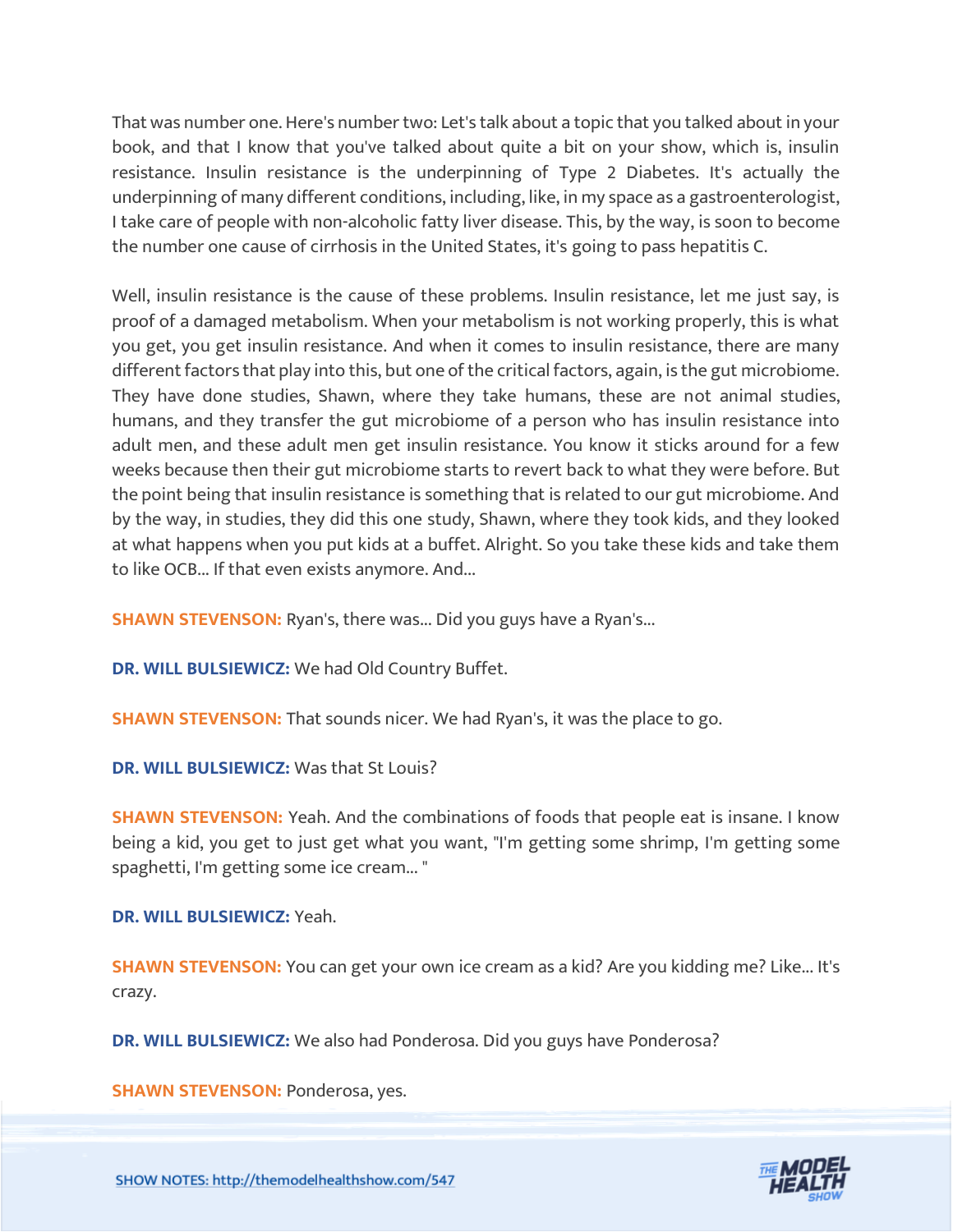That was number one. Here's number two: Let's talk about a topic that you talked about in your book, and that I know that you've talked about quite a bit on your show, which is, insulin resistance. Insulin resistance is the underpinning of Type 2 Diabetes. It's actually the underpinning of many different conditions, including, like, in my space as a gastroenterologist, I take care of people with non-alcoholic fatty liver disease. This, by the way, is soon to become the number one cause of cirrhosis in the United States, it's going to pass hepatitis C.

Well, insulin resistance is the cause of these problems. Insulin resistance, let me just say, is proof of a damaged metabolism. When your metabolism is not working properly, this is what you get, you get insulin resistance. And when it comes to insulin resistance, there are many different factors that play into this, but one of the critical factors, again, is the gut microbiome. They have done studies, Shawn, where they take humans, these are not animal studies, humans, and they transfer the gut microbiome of a person who has insulin resistance into adult men, and these adult men get insulin resistance. You know it sticks around for a few weeks because then their gut microbiome starts to revert back to what they were before. But the point being that insulin resistance is something that is related to our gut microbiome. And by the way, in studies, they did this one study, Shawn, where they took kids, and they looked at what happens when you put kids at a buffet. Alright. So you take these kids and take them to like OCB... If that even exists anymore. And...

**SHAWN STEVENSON:** Ryan's, there was... Did you guys have a Ryan's...

**DR. WILL BULSIEWICZ:** We had Old Country Buffet.

**SHAWN STEVENSON:** That sounds nicer. We had Ryan's, it was the place to go.

**DR. WILL BULSIEWICZ:** Was that St Louis?

**SHAWN STEVENSON:** Yeah. And the combinations of foods that people eat is insane. I know being a kid, you get to just get what you want, "I'm getting some shrimp, I'm getting some spaghetti, I'm getting some ice cream... "

**DR. WILL BULSIEWICZ:** Yeah.

**SHAWN STEVENSON:** You can get your own ice cream as a kid? Are you kidding me? Like... It's crazy.

**DR. WILL BULSIEWICZ:** We also had Ponderosa. Did you guys have Ponderosa?

**SHAWN STEVENSON:** Ponderosa, yes.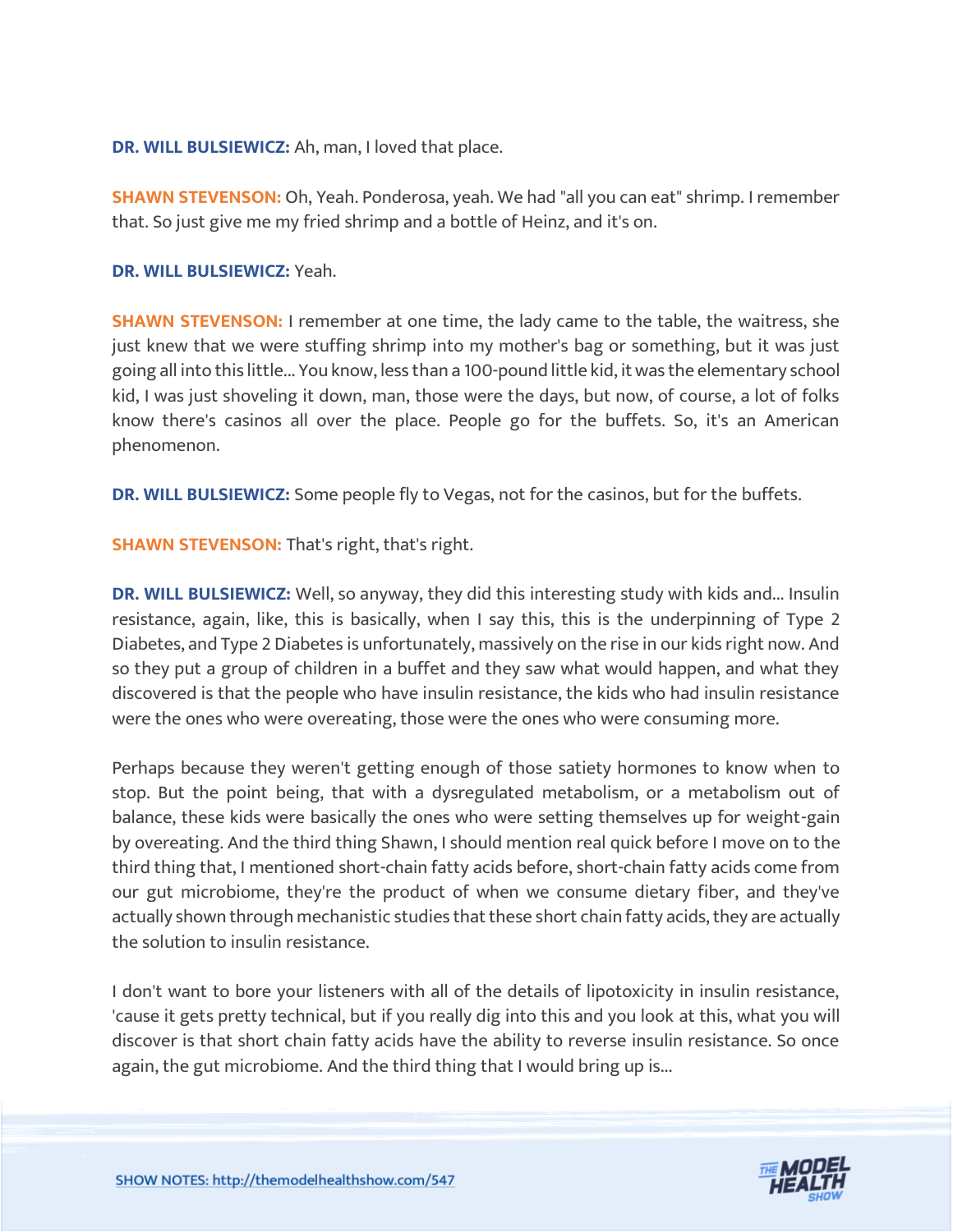**DR. WILL BULSIEWICZ:** Ah, man, I loved that place.

**SHAWN STEVENSON:** Oh, Yeah. Ponderosa, yeah. We had "all you can eat" shrimp. I remember that. So just give me my fried shrimp and a bottle of Heinz, and it's on.

**DR. WILL BULSIEWICZ:** Yeah.

**SHAWN STEVENSON:** I remember at one time, the lady came to the table, the waitress, she just knew that we were stuffing shrimp into my mother's bag or something, but it was just going all into this little... You know, less than a 100-pound little kid, it was the elementary school kid, I was just shoveling it down, man, those were the days, but now, of course, a lot of folks know there's casinos all over the place. People go for the buffets. So, it's an American phenomenon.

**DR. WILL BULSIEWICZ:** Some people fly to Vegas, not for the casinos, but for the buffets.

**SHAWN STEVENSON:** That's right, that's right.

**DR. WILL BULSIEWICZ:** Well, so anyway, they did this interesting study with kids and... Insulin resistance, again, like, this is basically, when I say this, this is the underpinning of Type 2 Diabetes, and Type 2 Diabetes is unfortunately, massively on the rise in our kids right now. And so they put a group of children in a buffet and they saw what would happen, and what they discovered is that the people who have insulin resistance, the kids who had insulin resistance were the ones who were overeating, those were the ones who were consuming more.

Perhaps because they weren't getting enough of those satiety hormones to know when to stop. But the point being, that with a dysregulated metabolism, or a metabolism out of balance, these kids were basically the ones who were setting themselves up for weight-gain by overeating. And the third thing Shawn, I should mention real quick before I move on to the third thing that, I mentioned short-chain fatty acids before, short-chain fatty acids come from our gut microbiome, they're the product of when we consume dietary fiber, and they've actually shown through mechanistic studies that these short chain fatty acids, they are actually the solution to insulin resistance.

I don't want to bore your listeners with all of the details of lipotoxicity in insulin resistance, 'cause it gets pretty technical, but if you really dig into this and you look at this, what you will discover is that short chain fatty acids have the ability to reverse insulin resistance. So once again, the gut microbiome. And the third thing that I would bring up is...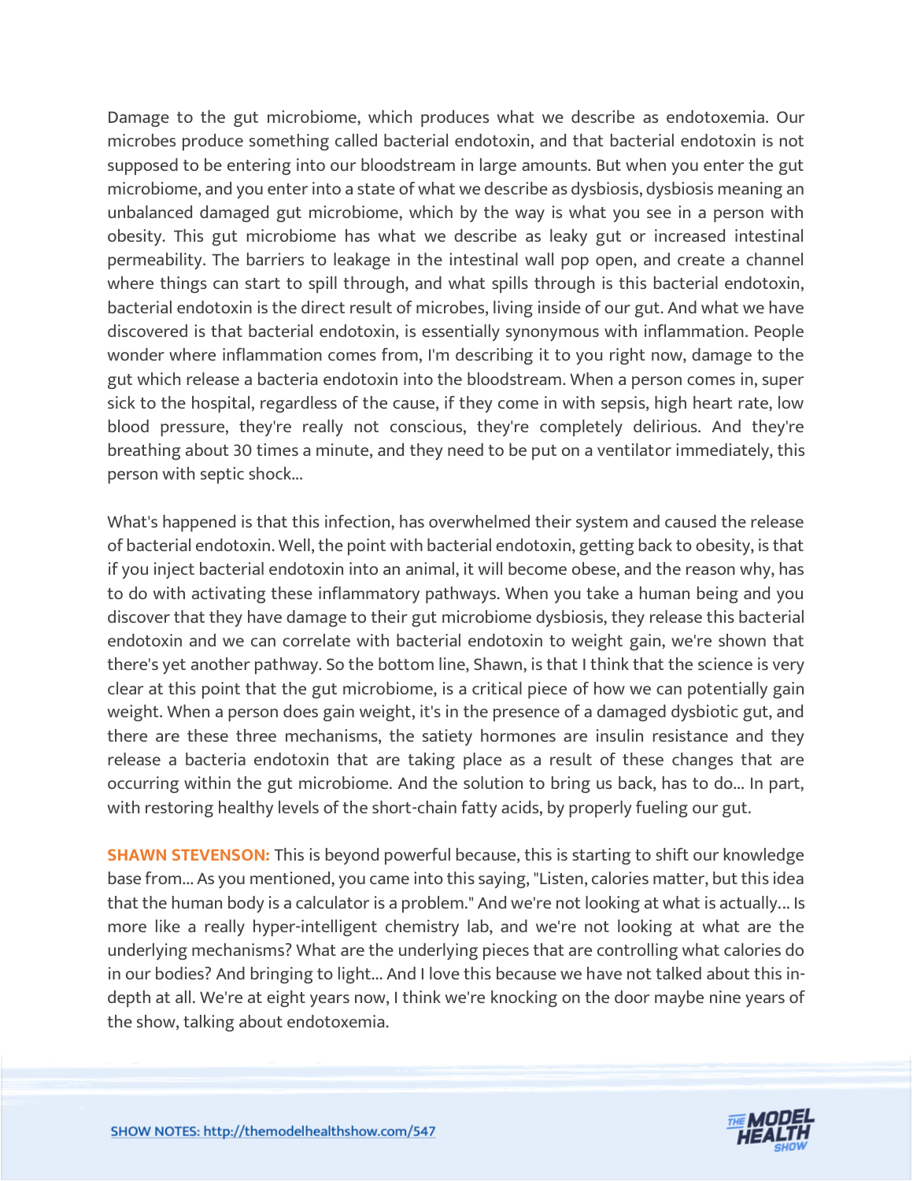Damage to the gut microbiome, which produces what we describe as endotoxemia. Our microbes produce something called bacterial endotoxin, and that bacterial endotoxin is not supposed to be entering into our bloodstream in large amounts. But when you enter the gut microbiome, and you enter into a state of what we describe as dysbiosis, dysbiosis meaning an unbalanced damaged gut microbiome, which by the way is what you see in a person with obesity. This gut microbiome has what we describe as leaky gut or increased intestinal permeability. The barriers to leakage in the intestinal wall pop open, and create a channel where things can start to spill through, and what spills through is this bacterial endotoxin, bacterial endotoxin is the direct result of microbes, living inside of our gut. And what we have discovered is that bacterial endotoxin, is essentially synonymous with inflammation. People wonder where inflammation comes from, I'm describing it to you right now, damage to the gut which release a bacteria endotoxin into the bloodstream. When a person comes in, super sick to the hospital, regardless of the cause, if they come in with sepsis, high heart rate, low blood pressure, they're really not conscious, they're completely delirious. And they're breathing about 30 times a minute, and they need to be put on a ventilator immediately, this person with septic shock...

What's happened is that this infection, has overwhelmed their system and caused the release of bacterial endotoxin. Well, the point with bacterial endotoxin, getting back to obesity, is that if you inject bacterial endotoxin into an animal, it will become obese, and the reason why, has to do with activating these inflammatory pathways. When you take a human being and you discover that they have damage to their gut microbiome dysbiosis, they release this bacterial endotoxin and we can correlate with bacterial endotoxin to weight gain, we're shown that there's yet another pathway. So the bottom line, Shawn, is that I think that the science is very clear at this point that the gut microbiome, is a critical piece of how we can potentially gain weight. When a person does gain weight, it's in the presence of a damaged dysbiotic gut, and there are these three mechanisms, the satiety hormones are insulin resistance and they release a bacteria endotoxin that are taking place as a result of these changes that are occurring within the gut microbiome. And the solution to bring us back, has to do... In part, with restoring healthy levels of the short-chain fatty acids, by properly fueling our gut.

**SHAWN STEVENSON:** This is beyond powerful because, this is starting to shift our knowledge base from... As you mentioned, you came into this saying, "Listen, calories matter, but this idea that the human body is a calculator is a problem." And we're not looking at what is actually... Is more like a really hyper-intelligent chemistry lab, and we're not looking at what are the underlying mechanisms? What are the underlying pieces that are controlling what calories do in our bodies? And bringing to light... And I love this because we have not talked about this in-depth at all. We're at eight years now, I think we're knocking on the door maybe nine years of the show, talking about endotoxemia.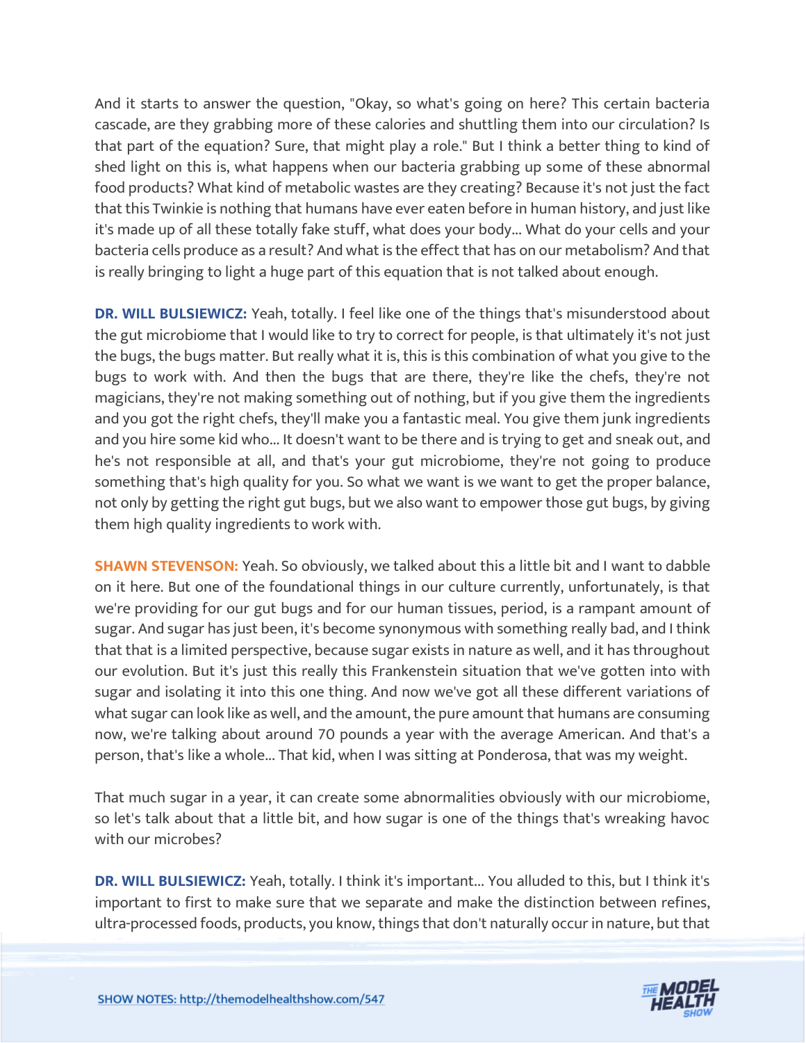And it starts to answer the question, "Okay, so what's going on here? This certain bacteria cascade, are they grabbing more of these calories and shuttling them into our circulation? Is that part of the equation? Sure, that might play a role." But I think a better thing to kind of shed light on this is, what happens when our bacteria grabbing up some of these abnormal food products? What kind of metabolic wastes are they creating? Because it's not just the fact that this Twinkie is nothing that humans have ever eaten before in human history, and just like it's made up of all these totally fake stuff, what does your body... What do your cells and your bacteria cells produce as a result? And what is the effect that has on our metabolism? And that is really bringing to light a huge part of this equation that is not talked about enough.

**DR. WILL BULSIEWICZ:** Yeah, totally. I feel like one of the things that's misunderstood about the gut microbiome that I would like to try to correct for people, is that ultimately it's not just the bugs, the bugs matter. But really what it is, this is this combination of what you give to the bugs to work with. And then the bugs that are there, they're like the chefs, they're not magicians, they're not making something out of nothing, but if you give them the ingredients and you got the right chefs, they'll make you a fantastic meal. You give them junk ingredients and you hire some kid who... It doesn't want to be there and is trying to get and sneak out, and he's not responsible at all, and that's your gut microbiome, they're not going to produce something that's high quality for you. So what we want is we want to get the proper balance, not only by getting the right gut bugs, but we also want to empower those gut bugs, by giving them high quality ingredients to work with.

**SHAWN STEVENSON:** Yeah. So obviously, we talked about this a little bit and I want to dabble on it here. But one of the foundational things in our culture currently, unfortunately, is that we're providing for our gut bugs and for our human tissues, period, is a rampant amount of sugar. And sugar has just been, it's become synonymous with something really bad, and I think that that is a limited perspective, because sugar exists in nature as well, and it has throughout our evolution. But it's just this really this Frankenstein situation that we've gotten into with sugar and isolating it into this one thing. And now we've got all these different variations of what sugar can look like as well, and the amount, the pure amount that humans are consuming now, we're talking about around 70 pounds a year with the average American. And that's a person, that's like a whole... That kid, when I was sitting at Ponderosa, that was my weight.

That much sugar in a year, it can create some abnormalities obviously with our microbiome, so let's talk about that a little bit, and how sugar is one of the things that's wreaking havoc with our microbes?

**DR. WILL BULSIEWICZ:** Yeah, totally. I think it's important... You alluded to this, but I think it's important to first to make sure that we separate and make the distinction between refines, ultra-processed foods, products, you know, things that don't naturally occur in nature, but that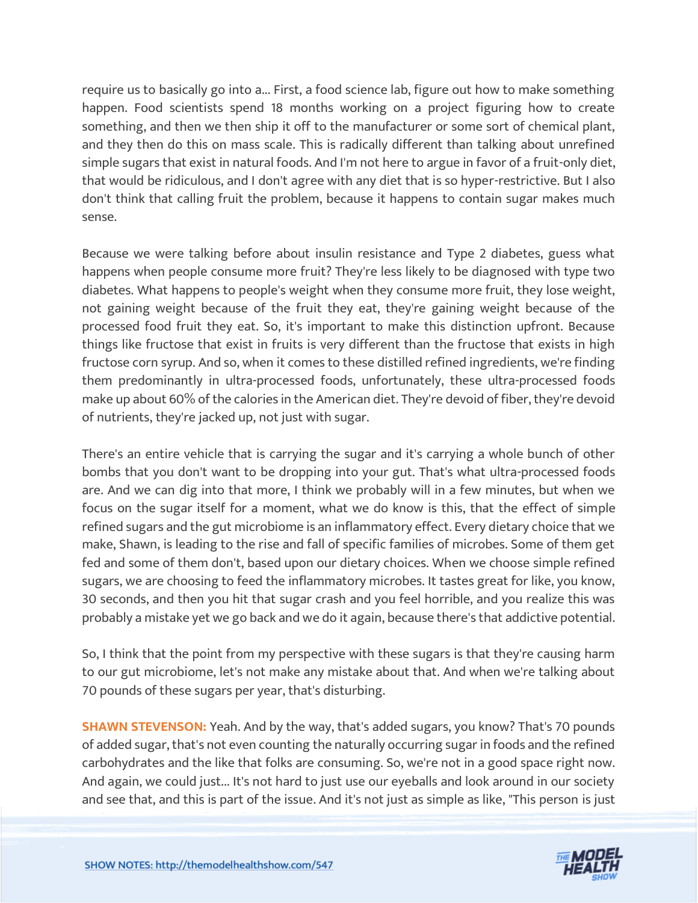require us to basically go into a... First, a food science lab, figure out how to make something happen. Food scientists spend 18 months working on a project figuring how to create something, and then we then ship it off to the manufacturer or some sort of chemical plant, and they then do this on mass scale. This is radically different than talking about unrefined simple sugars that exist in natural foods. And I'm not here to argue in favor of a fruit-only diet, that would be ridiculous, and I don't agree with any diet that is so hyper-restrictive. But I also don't think that calling fruit the problem, because it happens to contain sugar makes much sense.

Because we were talking before about insulin resistance and Type 2 diabetes, guess what happens when people consume more fruit? They're less likely to be diagnosed with type two diabetes. What happens to people's weight when they consume more fruit, they lose weight, not gaining weight because of the fruit they eat, they're gaining weight because of the processed food fruit they eat. So, it's important to make this distinction upfront. Because things like fructose that exist in fruits is very different than the fructose that exists in high fructose corn syrup. And so, when it comes to these distilled refined ingredients, we're finding them predominantly in ultra-processed foods, unfortunately, these ultra-processed foods make up about 60% of the calories in the American diet. They're devoid of fiber, they're devoid of nutrients, they're jacked up, not just with sugar.

There's an entire vehicle that is carrying the sugar and it's carrying a whole bunch of other bombs that you don't want to be dropping into your gut. That's what ultra-processed foods are. And we can dig into that more, I think we probably will in a few minutes, but when we focus on the sugar itself for a moment, what we do know is this, that the effect of simple refined sugars and the gut microbiome is an inflammatory effect. Every dietary choice that we make, Shawn, is leading to the rise and fall of specific families of microbes. Some of them get fed and some of them don't, based upon our dietary choices. When we choose simple refined sugars, we are choosing to feed the inflammatory microbes. It tastes great for like, you know, 30 seconds, and then you hit that sugar crash and you feel horrible, and you realize this was probably a mistake yet we go back and we do it again, because there's that addictive potential.

So, I think that the point from my perspective with these sugars is that they're causing harm to our gut microbiome, let's not make any mistake about that. And when we're talking about 70 pounds of these sugars per year, that's disturbing.

**SHAWN STEVENSON:** Yeah. And by the way, that's added sugars, you know? That's 70 pounds of added sugar, that's not even counting the naturally occurring sugar in foods and the refined carbohydrates and the like that folks are consuming. So, we're not in a good space right now. And again, we could just... It's not hard to just use our eyeballs and look around in our society and see that, and this is part of the issue. And it's not just as simple as like, "This person is just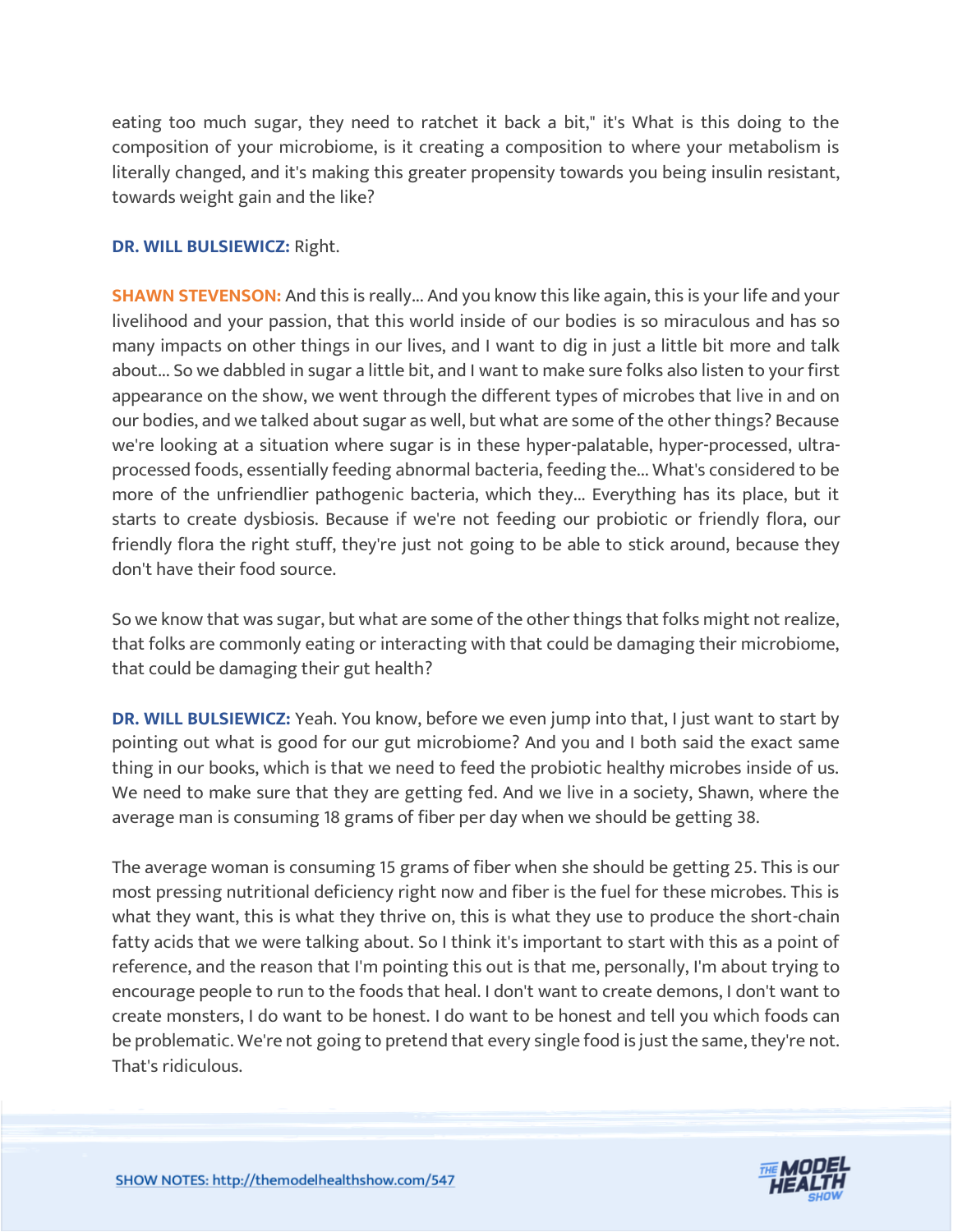eating too much sugar, they need to ratchet it back a bit," it's What is this doing to the composition of your microbiome, is it creating a composition to where your metabolism is literally changed, and it's making this greater propensity towards you being insulin resistant, towards weight gain and the like?

**DR. WILL BULSIEWICZ:** Right.

**SHAWN STEVENSON:** And this is really... And you know this like again, this is your life and your livelihood and your passion, that this world inside of our bodies is so miraculous and has so many impacts on other things in our lives, and I want to dig in just a little bit more and talk about... So we dabbled in sugar a little bit, and I want to make sure folks also listen to your first appearance on the show, we went through the different types of microbes that live in and on our bodies, and we talked about sugar as well, but what are some of the other things? Because we're looking at a situation where sugar is in these hyper-palatable, hyper-processed, ultra-processed foods, essentially feeding abnormal bacteria, feeding the... What's considered to be more of the unfriendlier pathogenic bacteria, which they... Everything has its place, but it starts to create dysbiosis. Because if we're not feeding our probiotic or friendly flora, our friendly flora the right stuff, they're just not going to be able to stick around, because they don't have their food source.

So we know that was sugar, but what are some of the other things that folks might not realize, that folks are commonly eating or interacting with that could be damaging their microbiome, that could be damaging their gut health?

**DR. WILL BULSIEWICZ:** Yeah. You know, before we even jump into that, I just want to start by pointing out what is good for our gut microbiome? And you and I both said the exact same thing in our books, which is that we need to feed the probiotic healthy microbes inside of us. We need to make sure that they are getting fed. And we live in a society, Shawn, where the average man is consuming 18 grams of fiber per day when we should be getting 38.

The average woman is consuming 15 grams of fiber when she should be getting 25. This is our most pressing nutritional deficiency right now and fiber is the fuel for these microbes. This is what they want, this is what they thrive on, this is what they use to produce the short-chain fatty acids that we were talking about. So I think it's important to start with this as a point of reference, and the reason that I'm pointing this out is that me, personally, I'm about trying to encourage people to run to the foods that heal. I don't want to create demons, I don't want to create monsters, I do want to be honest. I do want to be honest and tell you which foods can be problematic. We're not going to pretend that every single food is just the same, they're not. That's ridiculous.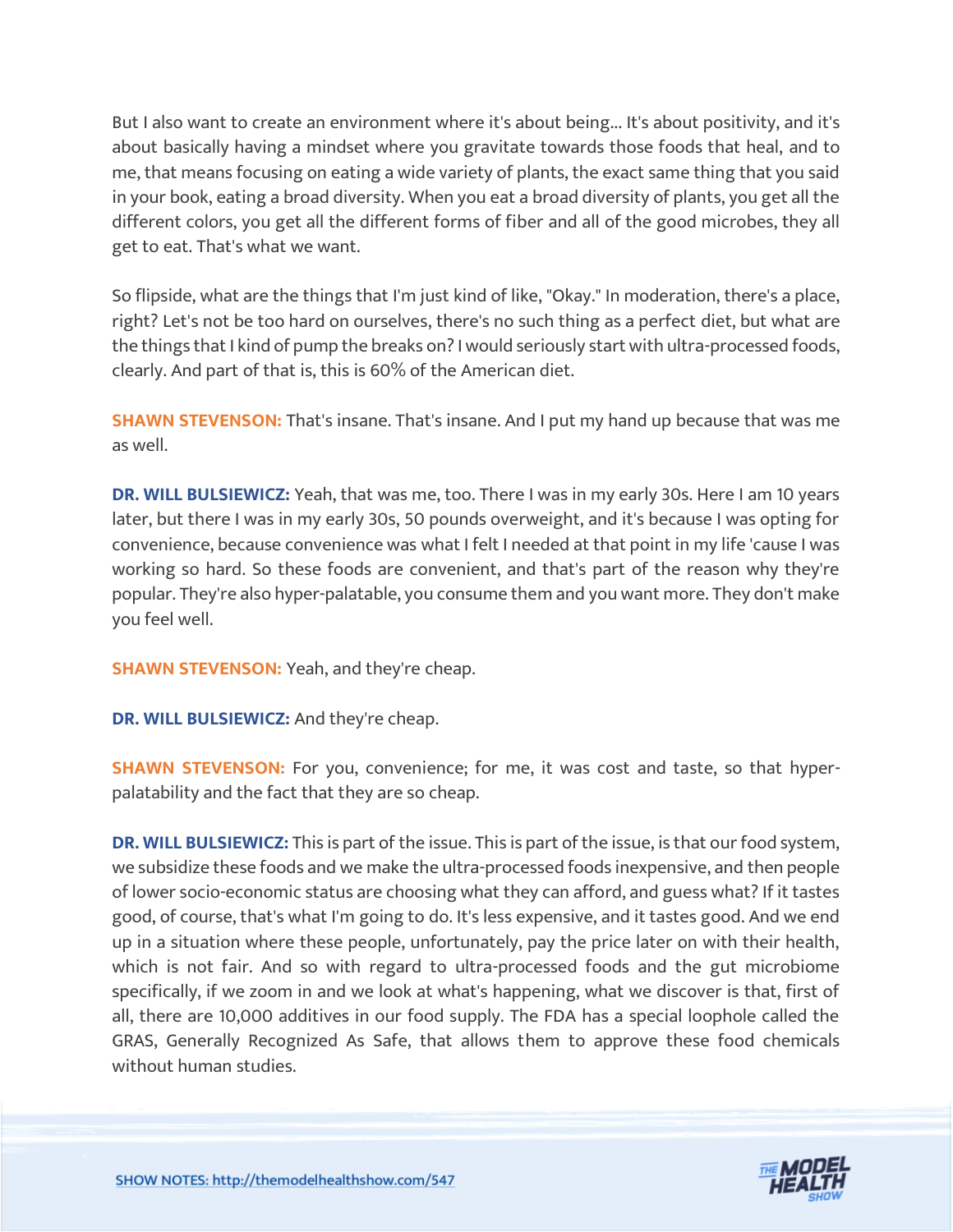But I also want to create an environment where it's about being... It's about positivity, and it's about basically having a mindset where you gravitate towards those foods that heal, and to me, that means focusing on eating a wide variety of plants, the exact same thing that you said in your book, eating a broad diversity. When you eat a broad diversity of plants, you get all the different colors, you get all the different forms of fiber and all of the good microbes, they all get to eat. That's what we want.

So flipside, what are the things that I'm just kind of like, "Okay." In moderation, there's a place, right? Let's not be too hard on ourselves, there's no such thing as a perfect diet, but what are the things that I kind of pump the breaks on? I would seriously start with ultra-processed foods, clearly. And part of that is, this is 60% of the American diet.

**SHAWN STEVENSON:** That's insane. That's insane. And I put my hand up because that was me as well.

**DR. WILL BULSIEWICZ:** Yeah, that was me, too. There I was in my early 30s. Here I am 10 years later, but there I was in my early 30s, 50 pounds overweight, and it's because I was opting for convenience, because convenience was what I felt I needed at that point in my life 'cause I was working so hard. So these foods are convenient, and that's part of the reason why they're popular. They're also hyper-palatable, you consume them and you want more. They don't make you feel well.

**SHAWN STEVENSON:** Yeah, and they're cheap.

**DR. WILL BULSIEWICZ:** And they're cheap.

**SHAWN STEVENSON:** For you, convenience; for me, it was cost and taste, so that hyper-palatability and the fact that they are so cheap.

**DR. WILL BULSIEWICZ:** This is part of the issue. This is part of the issue, is that our food system, we subsidize these foods and we make the ultra-processed foods inexpensive, and then people of lower socio-economic status are choosing what they can afford, and guess what? If it tastes good, of course, that's what I'm going to do. It's less expensive, and it tastes good. And we end up in a situation where these people, unfortunately, pay the price later on with their health, which is not fair. And so with regard to ultra-processed foods and the gut microbiome specifically, if we zoom in and we look at what's happening, what we discover is that, first of all, there are 10,000 additives in our food supply. The FDA has a special loophole called the GRAS, Generally Recognized As Safe, that allows them to approve these food chemicals without human studies.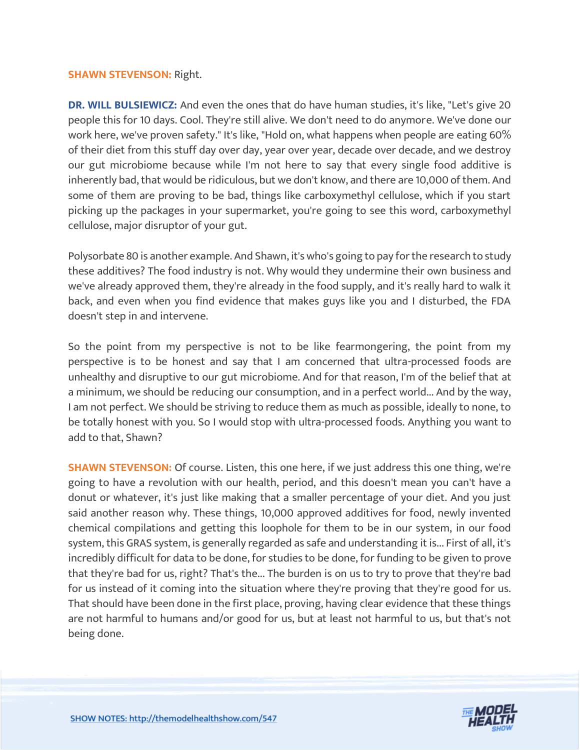**SHAWN STEVENSON:** Right.

**DR. WILL BULSIEWICZ:** And even the ones that do have human studies, it's like, "Let's give 20 people this for 10 days. Cool. They're still alive. We don't need to do anymore. We've done our work here, we've proven safety." It's like, "Hold on, what happens when people are eating 60% of their diet from this stuff day over day, year over year, decade over decade, and we destroy our gut microbiome because while I'm not here to say that every single food additive is inherently bad, that would be ridiculous, but we don't know, and there are 10,000 of them. And some of them are proving to be bad, things like carboxymethyl cellulose, which if you start picking up the packages in your supermarket, you're going to see this word, carboxymethyl cellulose, major disruptor of your gut.

Polysorbate 80 is another example. And Shawn, it's who's going to pay for the research to study these additives? The food industry is not. Why would they undermine their own business and we've already approved them, they're already in the food supply, and it's really hard to walk it back, and even when you find evidence that makes guys like you and I disturbed, the FDA doesn't step in and intervene.

So the point from my perspective is not to be like fearmongering, the point from my perspective is to be honest and say that I am concerned that ultra-processed foods are unhealthy and disruptive to our gut microbiome. And for that reason, I'm of the belief that at a minimum, we should be reducing our consumption, and in a perfect world... And by the way, I am not perfect. We should be striving to reduce them as much as possible, ideally to none, to be totally honest with you. So I would stop with ultra-processed foods. Anything you want to add to that, Shawn?

**SHAWN STEVENSON:** Of course. Listen, this one here, if we just address this one thing, we're going to have a revolution with our health, period, and this doesn't mean you can't have a donut or whatever, it's just like making that a smaller percentage of your diet. And you just said another reason why. These things, 10,000 approved additives for food, newly invented chemical compilations and getting this loophole for them to be in our system, in our food system, this GRAS system, is generally regarded as safe and understanding it is... First of all, it's incredibly difficult for data to be done, for studies to be done, for funding to be given to prove that they're bad for us, right? That's the... The burden is on us to try to prove that they're bad for us instead of it coming into the situation where they're proving that they're good for us. That should have been done in the first place, proving, having clear evidence that these things are not harmful to humans and/or good for us, but at least not harmful to us, but that's not being done.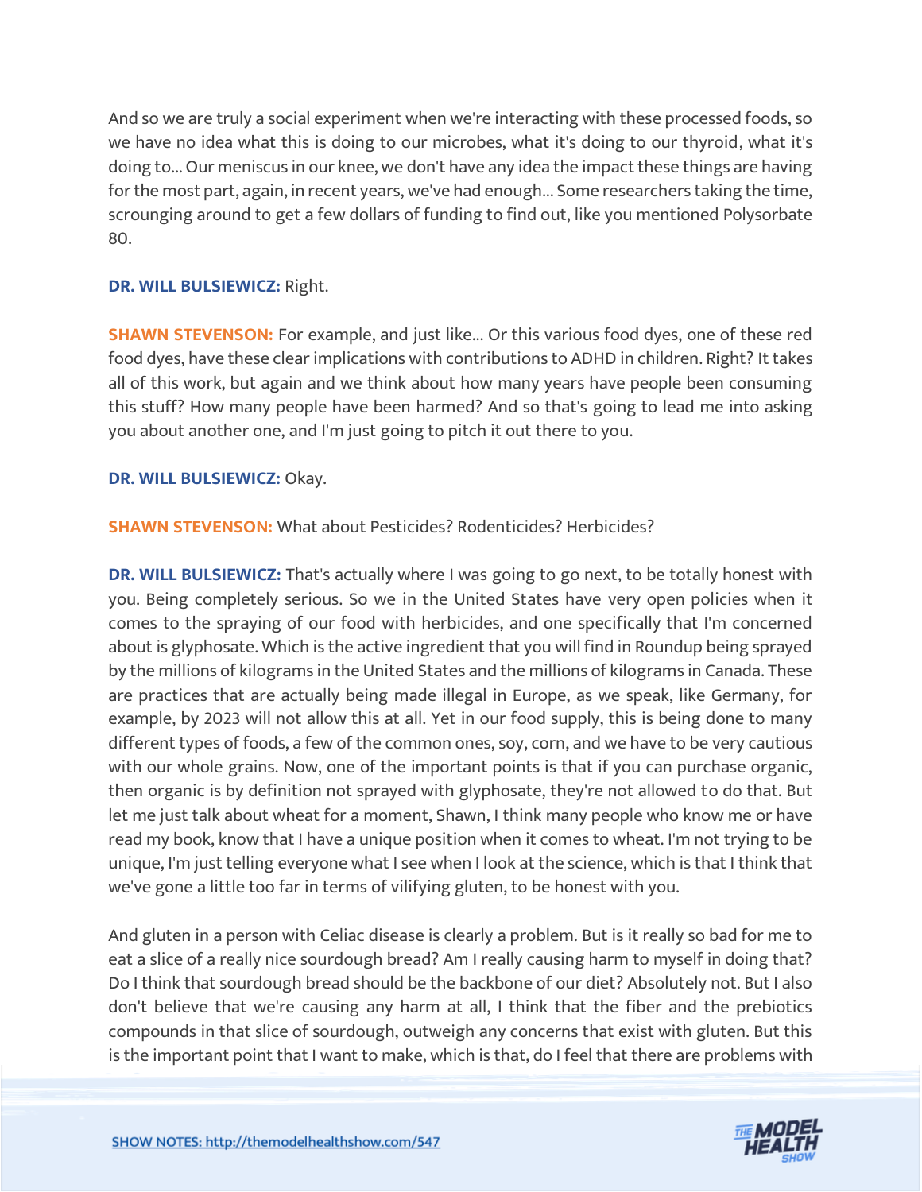And so we are truly a social experiment when we're interacting with these processed foods, so we have no idea what this is doing to our microbes, what it's doing to our thyroid, what it's doing to... Our meniscus in our knee, we don't have any idea the impact these things are having for the most part, again, in recent years, we've had enough... Some researchers taking the time, scrounging around to get a few dollars of funding to find out, like you mentioned Polysorbate 80.

**DR. WILL BULSIEWICZ:** Right.

**SHAWN STEVENSON:** For example, and just like... Or this various food dyes, one of these red food dyes, have these clear implications with contributions to ADHD in children. Right? It takes all of this work, but again and we think about how many years have people been consuming this stuff? How many people have been harmed? And so that's going to lead me into asking you about another one, and I'm just going to pitch it out there to you.

**DR. WILL BULSIEWICZ:** Okay.

**SHAWN STEVENSON:** What about Pesticides? Rodenticides? Herbicides?

**DR. WILL BULSIEWICZ:** That's actually where I was going to go next, to be totally honest with you. Being completely serious. So we in the United States have very open policies when it comes to the spraying of our food with herbicides, and one specifically that I'm concerned about is glyphosate. Which is the active ingredient that you will find in Roundup being sprayed by the millions of kilograms in the United States and the millions of kilograms in Canada. These are practices that are actually being made illegal in Europe, as we speak, like Germany, for example, by 2023 will not allow this at all. Yet in our food supply, this is being done to many different types of foods, a few of the common ones, soy, corn, and we have to be very cautious with our whole grains. Now, one of the important points is that if you can purchase organic, then organic is by definition not sprayed with glyphosate, they're not allowed to do that. But let me just talk about wheat for a moment, Shawn, I think many people who know me or have read my book, know that I have a unique position when it comes to wheat. I'm not trying to be unique, I'm just telling everyone what I see when I look at the science, which is that I think that we've gone a little too far in terms of vilifying gluten, to be honest with you.

And gluten in a person with Celiac disease is clearly a problem. But is it really so bad for me to eat a slice of a really nice sourdough bread? Am I really causing harm to myself in doing that? Do I think that sourdough bread should be the backbone of our diet? Absolutely not. But I also don't believe that we're causing any harm at all, I think that the fiber and the prebiotics compounds in that slice of sourdough, outweigh any concerns that exist with gluten. But this is the important point that I want to make, which is that, do I feel that there are problems with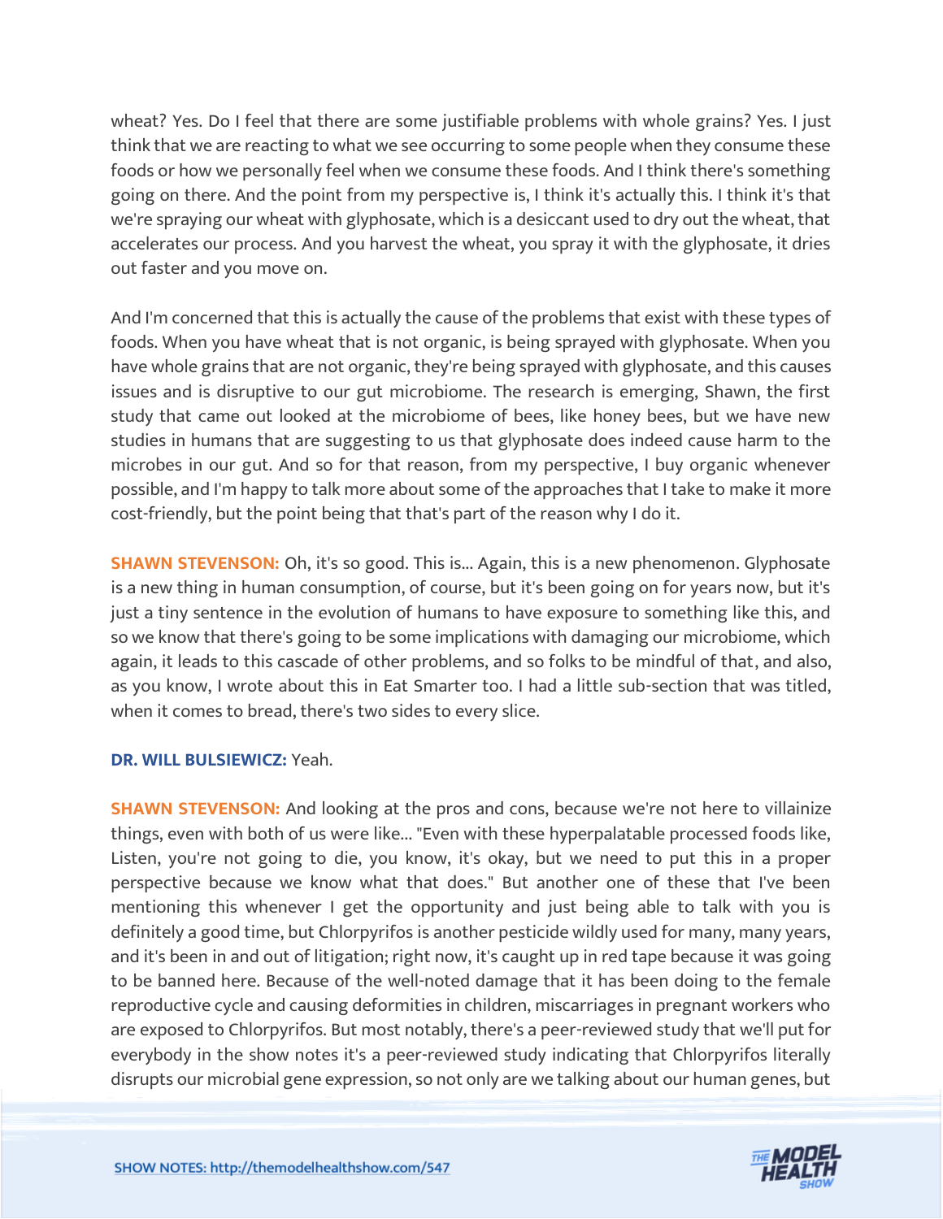wheat? Yes. Do I feel that there are some justifiable problems with whole grains? Yes. I just think that we are reacting to what we see occurring to some people when they consume these foods or how we personally feel when we consume these foods. And I think there's something going on there. And the point from my perspective is, I think it's actually this. I think it's that we're spraying our wheat with glyphosate, which is a desiccant used to dry out the wheat, that accelerates our process. And you harvest the wheat, you spray it with the glyphosate, it dries out faster and you move on.

And I'm concerned that this is actually the cause of the problems that exist with these types of foods. When you have wheat that is not organic, is being sprayed with glyphosate. When you have whole grains that are not organic, they're being sprayed with glyphosate, and this causes issues and is disruptive to our gut microbiome. The research is emerging, Shawn, the first study that came out looked at the microbiome of bees, like honey bees, but we have new studies in humans that are suggesting to us that glyphosate does indeed cause harm to the microbes in our gut. And so for that reason, from my perspective, I buy organic whenever possible, and I'm happy to talk more about some of the approaches that I take to make it more cost-friendly, but the point being that that's part of the reason why I do it.

**SHAWN STEVENSON:** Oh, it's so good. This is... Again, this is a new phenomenon. Glyphosate is a new thing in human consumption, of course, but it's been going on for years now, but it's just a tiny sentence in the evolution of humans to have exposure to something like this, and so we know that there's going to be some implications with damaging our microbiome, which again, it leads to this cascade of other problems, and so folks to be mindful of that, and also, as you know, I wrote about this in Eat Smarter too. I had a little sub-section that was titled, when it comes to bread, there's two sides to every slice.

**DR. WILL BULSIEWICZ:** Yeah.

**SHAWN STEVENSON:** And looking at the pros and cons, because we're not here to villainize things, even with both of us were like... "Even with these hyperpalatable processed foods like, Listen, you're not going to die, you know, it's okay, but we need to put this in a proper perspective because we know what that does." But another one of these that I've been mentioning this whenever I get the opportunity and just being able to talk with you is definitely a good time, but Chlorpyrifos is another pesticide wildly used for many, many years, and it's been in and out of litigation; right now, it's caught up in red tape because it was going to be banned here. Because of the well-noted damage that it has been doing to the female reproductive cycle and causing deformities in children, miscarriages in pregnant workers who are exposed to Chlorpyrifos. But most notably, there's a peer-reviewed study that we'll put for everybody in the show notes it's a peer-reviewed study indicating that Chlorpyrifos literally disrupts our microbial gene expression, so not only are we talking about our human genes, but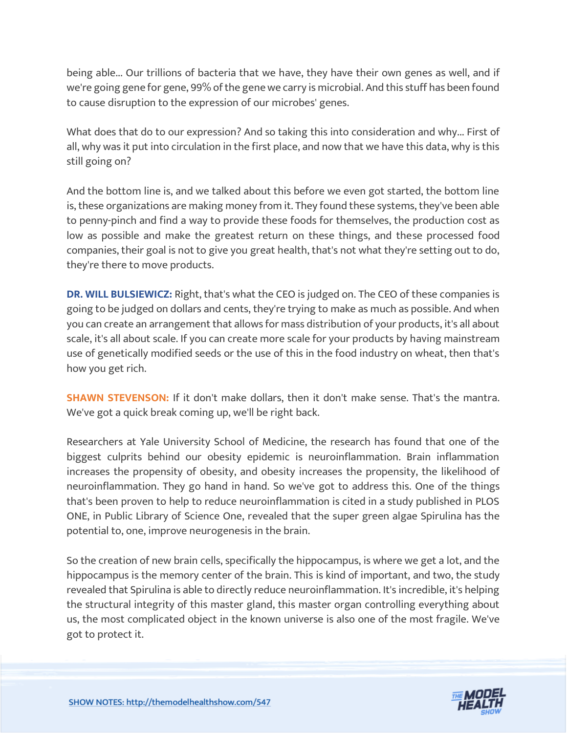being able... Our trillions of bacteria that we have, they have their own genes as well, and if we're going gene for gene, 99% of the gene we carry is microbial. And this stuff has been found to cause disruption to the expression of our microbes' genes.

What does that do to our expression? And so taking this into consideration and why... First of all, why was it put into circulation in the first place, and now that we have this data, why is this still going on?

And the bottom line is, and we talked about this before we even got started, the bottom line is, these organizations are making money from it. They found these systems, they've been able to penny-pinch and find a way to provide these foods for themselves, the production cost as low as possible and make the greatest return on these things, and these processed food companies, their goal is not to give you great health, that's not what they're setting out to do, they're there to move products.

**DR. WILL BULSIEWICZ:** Right, that's what the CEO is judged on. The CEO of these companies is going to be judged on dollars and cents, they're trying to make as much as possible. And when you can create an arrangement that allows for mass distribution of your products, it's all about scale, it's all about scale. If you can create more scale for your products by having mainstream use of genetically modified seeds or the use of this in the food industry on wheat, then that's how you get rich.

**SHAWN STEVENSON:** If it don't make dollars, then it don't make sense. That's the mantra. We've got a quick break coming up, we'll be right back.

Researchers at Yale University School of Medicine, the research has found that one of the biggest culprits behind our obesity epidemic is neuroinflammation. Brain inflammation increases the propensity of obesity, and obesity increases the propensity, the likelihood of neuroinflammation. They go hand in hand. So we've got to address this. One of the things that's been proven to help to reduce neuroinflammation is cited in a study published in PLOS ONE, in Public Library of Science One, revealed that the super green algae Spirulina has the potential to, one, improve neurogenesis in the brain.

So the creation of new brain cells, specifically the hippocampus, is where we get a lot, and the hippocampus is the memory center of the brain. This is kind of important, and two, the study revealed that Spirulina is able to directly reduce neuroinflammation. It's incredible, it's helping the structural integrity of this master gland, this master organ controlling everything about us, the most complicated object in the known universe is also one of the most fragile. We've got to protect it.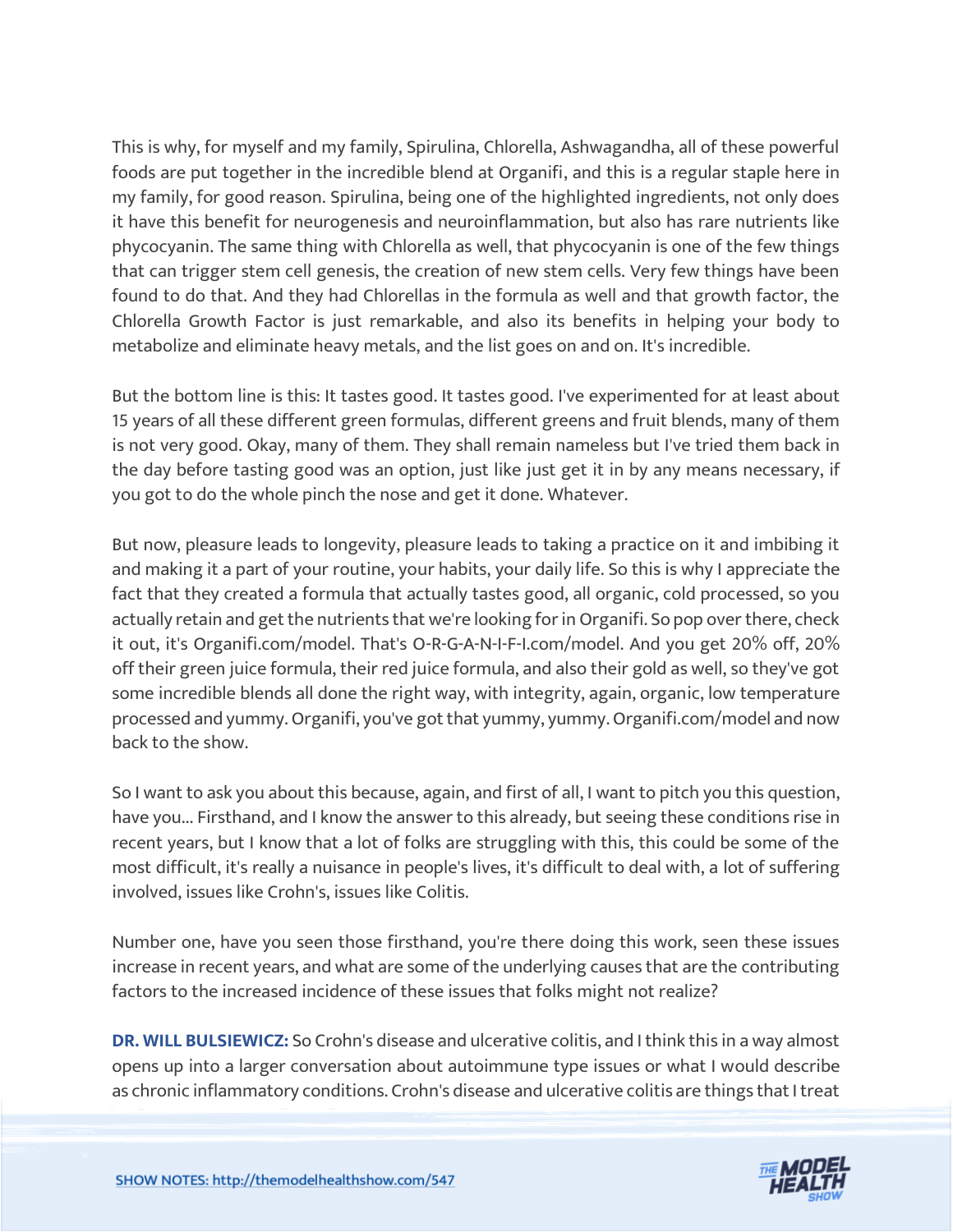This is why, for myself and my family, Spirulina, Chlorella, Ashwagandha, all of these powerful foods are put together in the incredible blend at Organifi, and this is a regular staple here in my family, for good reason. Spirulina, being one of the highlighted ingredients, not only does it have this benefit for neurogenesis and neuroinflammation, but also has rare nutrients like phycocyanin. The same thing with Chlorella as well, that phycocyanin is one of the few things that can trigger stem cell genesis, the creation of new stem cells. Very few things have been found to do that. And they had Chlorellas in the formula as well and that growth factor, the Chlorella Growth Factor is just remarkable, and also its benefits in helping your body to metabolize and eliminate heavy metals, and the list goes on and on. It's incredible.

But the bottom line is this: It tastes good. It tastes good. I've experimented for at least about 15 years of all these different green formulas, different greens and fruit blends, many of them is not very good. Okay, many of them. They shall remain nameless but I've tried them back in the day before tasting good was an option, just like just get it in by any means necessary, if you got to do the whole pinch the nose and get it done. Whatever.

But now, pleasure leads to longevity, pleasure leads to taking a practice on it and imbibing it and making it a part of your routine, your habits, your daily life. So this is why I appreciate the fact that they created a formula that actually tastes good, all organic, cold processed, so you actually retain and get the nutrients that we're looking for in Organifi. So pop over there, check it out, it's Organifi.com/model. That's O-R-G-A-N-I-F-I.com/model. And you get 20% off, 20% off their green juice formula, their red juice formula, and also their gold as well, so they've got some incredible blends all done the right way, with integrity, again, organic, low temperature processed and yummy. Organifi, you've got that yummy, yummy. Organifi.com/model and now back to the show.

So I want to ask you about this because, again, and first of all, I want to pitch you this question, have you... Firsthand, and I know the answer to this already, but seeing these conditions rise in recent years, but I know that a lot of folks are struggling with this, this could be some of the most difficult, it's really a nuisance in people's lives, it's difficult to deal with, a lot of suffering involved, issues like Crohn's, issues like Colitis.

Number one, have you seen those firsthand, you're there doing this work, seen these issues increase in recent years, and what are some of the underlying causes that are the contributing factors to the increased incidence of these issues that folks might not realize?

**DR. WILL BULSIEWICZ:** So Crohn's disease and ulcerative colitis, and I think this in a way almost opens up into a larger conversation about autoimmune type issues or what I would describe as chronic inflammatory conditions. Crohn's disease and ulcerative colitis are things that I treat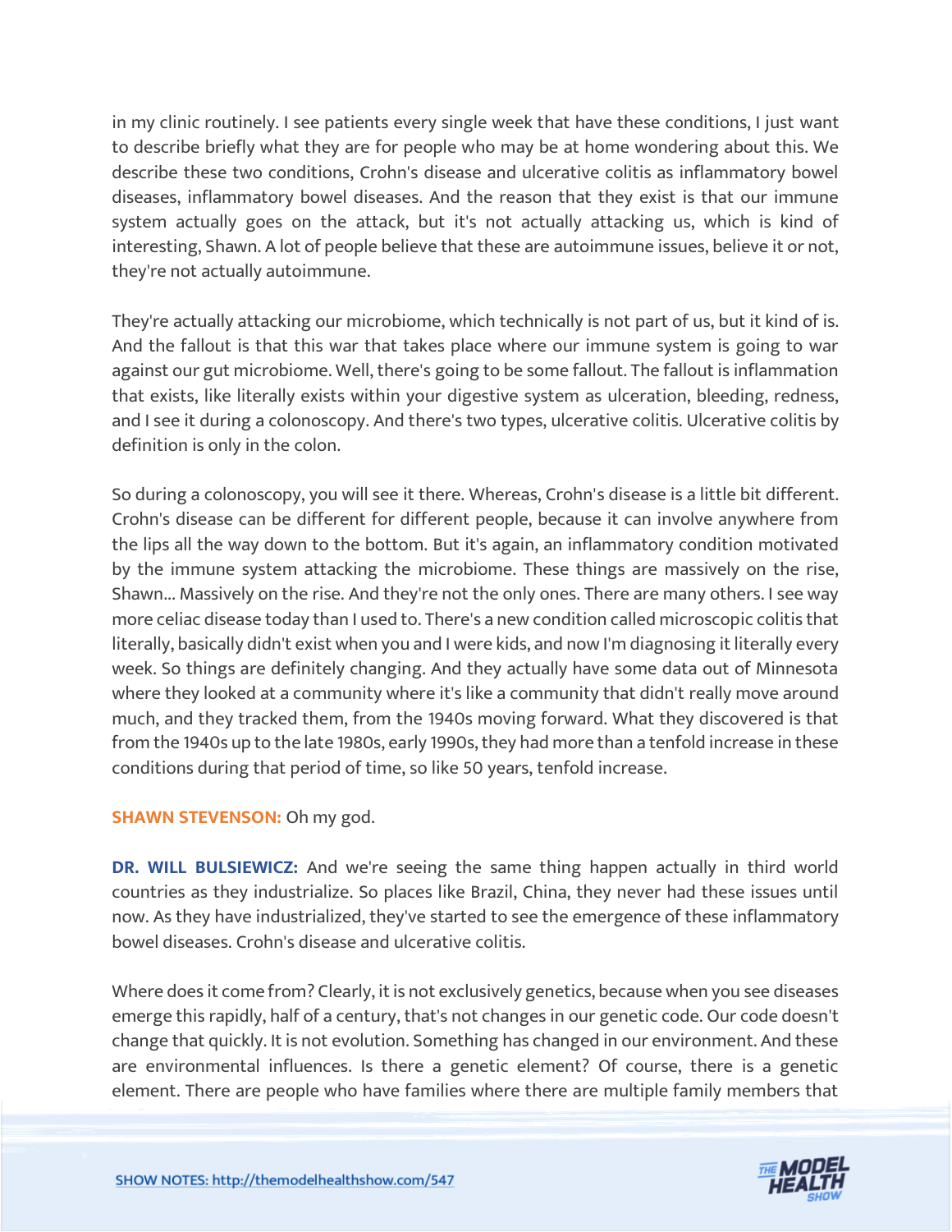in my clinic routinely. I see patients every single week that have these conditions, I just want to describe briefly what they are for people who may be at home wondering about this. We describe these two conditions, Crohn's disease and ulcerative colitis as inflammatory bowel diseases, inflammatory bowel diseases. And the reason that they exist is that our immune system actually goes on the attack, but it's not actually attacking us, which is kind of interesting, Shawn. A lot of people believe that these are autoimmune issues, believe it or not, they're not actually autoimmune.

They're actually attacking our microbiome, which technically is not part of us, but it kind of is. And the fallout is that this war that takes place where our immune system is going to war against our gut microbiome. Well, there's going to be some fallout. The fallout is inflammation that exists, like literally exists within your digestive system as ulceration, bleeding, redness, and I see it during a colonoscopy. And there's two types, ulcerative colitis. Ulcerative colitis by definition is only in the colon.

So during a colonoscopy, you will see it there. Whereas, Crohn's disease is a little bit different. Crohn's disease can be different for different people, because it can involve anywhere from the lips all the way down to the bottom. But it's again, an inflammatory condition motivated by the immune system attacking the microbiome. These things are massively on the rise, Shawn... Massively on the rise. And they're not the only ones. There are many others. I see way more celiac disease today than I used to. There's a new condition called microscopic colitis that literally, basically didn't exist when you and I were kids, and now I'm diagnosing it literally every week. So things are definitely changing. And they actually have some data out of Minnesota where they looked at a community where it's like a community that didn't really move around much, and they tracked them, from the 1940s moving forward. What they discovered is that from the 1940s up to the late 1980s, early 1990s, they had more than a tenfold increase in these conditions during that period of time, so like 50 years, tenfold increase.

**SHAWN STEVENSON:** Oh my god.

**DR. WILL BULSIEWICZ:** And we're seeing the same thing happen actually in third world countries as they industrialize. So places like Brazil, China, they never had these issues until now. As they have industrialized, they've started to see the emergence of these inflammatory bowel diseases. Crohn's disease and ulcerative colitis.

Where does it come from? Clearly, it is not exclusively genetics, because when you see diseases emerge this rapidly, half of a century, that's not changes in our genetic code. Our code doesn't change that quickly. It is not evolution. Something has changed in our environment. And these are environmental influences. Is there a genetic element? Of course, there is a genetic element. There are people who have families where there are multiple family members that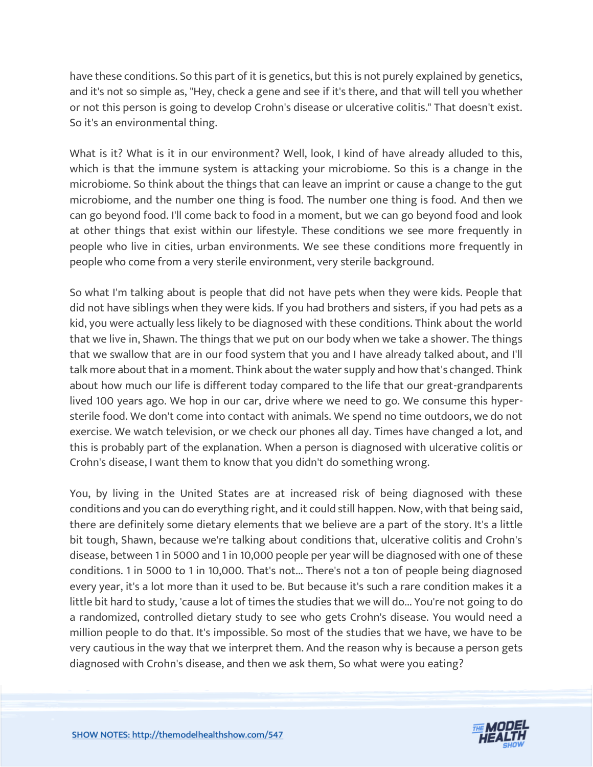have these conditions. So this part of it is genetics, but this is not purely explained by genetics, and it's not so simple as, "Hey, check a gene and see if it's there, and that will tell you whether or not this person is going to develop Crohn's disease or ulcerative colitis." That doesn't exist. So it's an environmental thing.

What is it? What is it in our environment? Well, look, I kind of have already alluded to this, which is that the immune system is attacking your microbiome. So this is a change in the microbiome. So think about the things that can leave an imprint or cause a change to the gut microbiome, and the number one thing is food. The number one thing is food. And then we can go beyond food. I'll come back to food in a moment, but we can go beyond food and look at other things that exist within our lifestyle. These conditions we see more frequently in people who live in cities, urban environments. We see these conditions more frequently in people who come from a very sterile environment, very sterile background.

So what I'm talking about is people that did not have pets when they were kids. People that did not have siblings when they were kids. If you had brothers and sisters, if you had pets as a kid, you were actually less likely to be diagnosed with these conditions. Think about the world that we live in, Shawn. The things that we put on our body when we take a shower. The things that we swallow that are in our food system that you and I have already talked about, and I'll talk more about that in a moment. Think about the water supply and how that's changed. Think about how much our life is different today compared to the life that our great-grandparents lived 100 years ago. We hop in our car, drive where we need to go. We consume this hyper-sterile food. We don't come into contact with animals. We spend no time outdoors, we do not exercise. We watch television, or we check our phones all day. Times have changed a lot, and this is probably part of the explanation. When a person is diagnosed with ulcerative colitis or Crohn's disease, I want them to know that you didn't do something wrong.

You, by living in the United States are at increased risk of being diagnosed with these conditions and you can do everything right, and it could still happen. Now, with that being said, there are definitely some dietary elements that we believe are a part of the story. It's a little bit tough, Shawn, because we're talking about conditions that, ulcerative colitis and Crohn's disease, between 1 in 5000 and 1 in 10,000 people per year will be diagnosed with one of these conditions. 1 in 5000 to 1 in 10,000. That's not... There's not a ton of people being diagnosed every year, it's a lot more than it used to be. But because it's such a rare condition makes it a little bit hard to study, 'cause a lot of times the studies that we will do... You're not going to do a randomized, controlled dietary study to see who gets Crohn's disease. You would need a million people to do that. It's impossible. So most of the studies that we have, we have to be very cautious in the way that we interpret them. And the reason why is because a person gets diagnosed with Crohn's disease, and then we ask them, So what were you eating?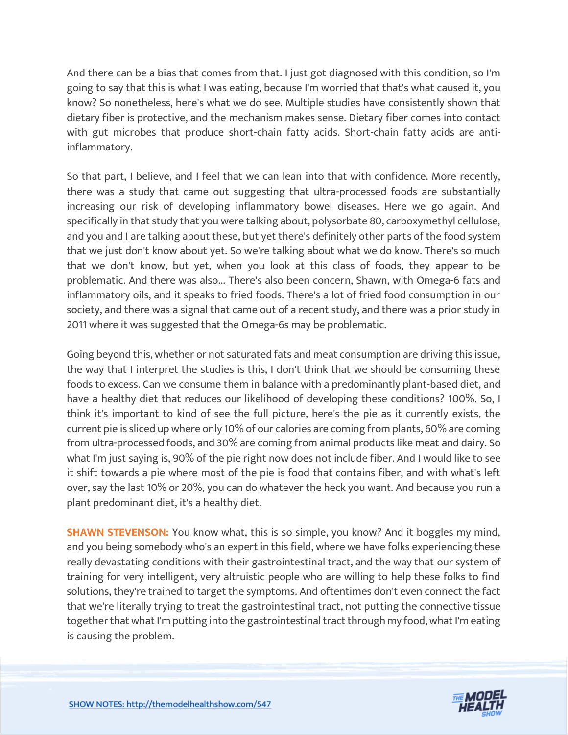And there can be a bias that comes from that. I just got diagnosed with this condition, so I'm going to say that this is what I was eating, because I'm worried that that's what caused it, you know? So nonetheless, here's what we do see. Multiple studies have consistently shown that dietary fiber is protective, and the mechanism makes sense. Dietary fiber comes into contact with gut microbes that produce short-chain fatty acids. Short-chain fatty acids are anti-inflammatory.

So that part, I believe, and I feel that we can lean into that with confidence. More recently, there was a study that came out suggesting that ultra-processed foods are substantially increasing our risk of developing inflammatory bowel diseases. Here we go again. And specifically in that study that you were talking about, polysorbate 80, carboxymethyl cellulose, and you and I are talking about these, but yet there's definitely other parts of the food system that we just don't know about yet. So we're talking about what we do know. There's so much that we don't know, but yet, when you look at this class of foods, they appear to be problematic. And there was also... There's also been concern, Shawn, with Omega-6 fats and inflammatory oils, and it speaks to fried foods. There's a lot of fried food consumption in our society, and there was a signal that came out of a recent study, and there was a prior study in 2011 where it was suggested that the Omega-6s may be problematic.

Going beyond this, whether or not saturated fats and meat consumption are driving this issue, the way that I interpret the studies is this, I don't think that we should be consuming these foods to excess. Can we consume them in balance with a predominantly plant-based diet, and have a healthy diet that reduces our likelihood of developing these conditions? 100%. So, I think it's important to kind of see the full picture, here's the pie as it currently exists, the current pie is sliced up where only 10% of our calories are coming from plants, 60% are coming from ultra-processed foods, and 30% are coming from animal products like meat and dairy. So what I'm just saying is, 90% of the pie right now does not include fiber. And I would like to see it shift towards a pie where most of the pie is food that contains fiber, and with what's left over, say the last 10% or 20%, you can do whatever the heck you want. And because you run a plant predominant diet, it's a healthy diet.

**SHAWN STEVENSON:** You know what, this is so simple, you know? And it boggles my mind, and you being somebody who's an expert in this field, where we have folks experiencing these really devastating conditions with their gastrointestinal tract, and the way that our system of training for very intelligent, very altruistic people who are willing to help these folks to find solutions, they're trained to target the symptoms. And oftentimes don't even connect the fact that we're literally trying to treat the gastrointestinal tract, not putting the connective tissue together that what I'm putting into the gastrointestinal tract through my food, what I'm eating is causing the problem.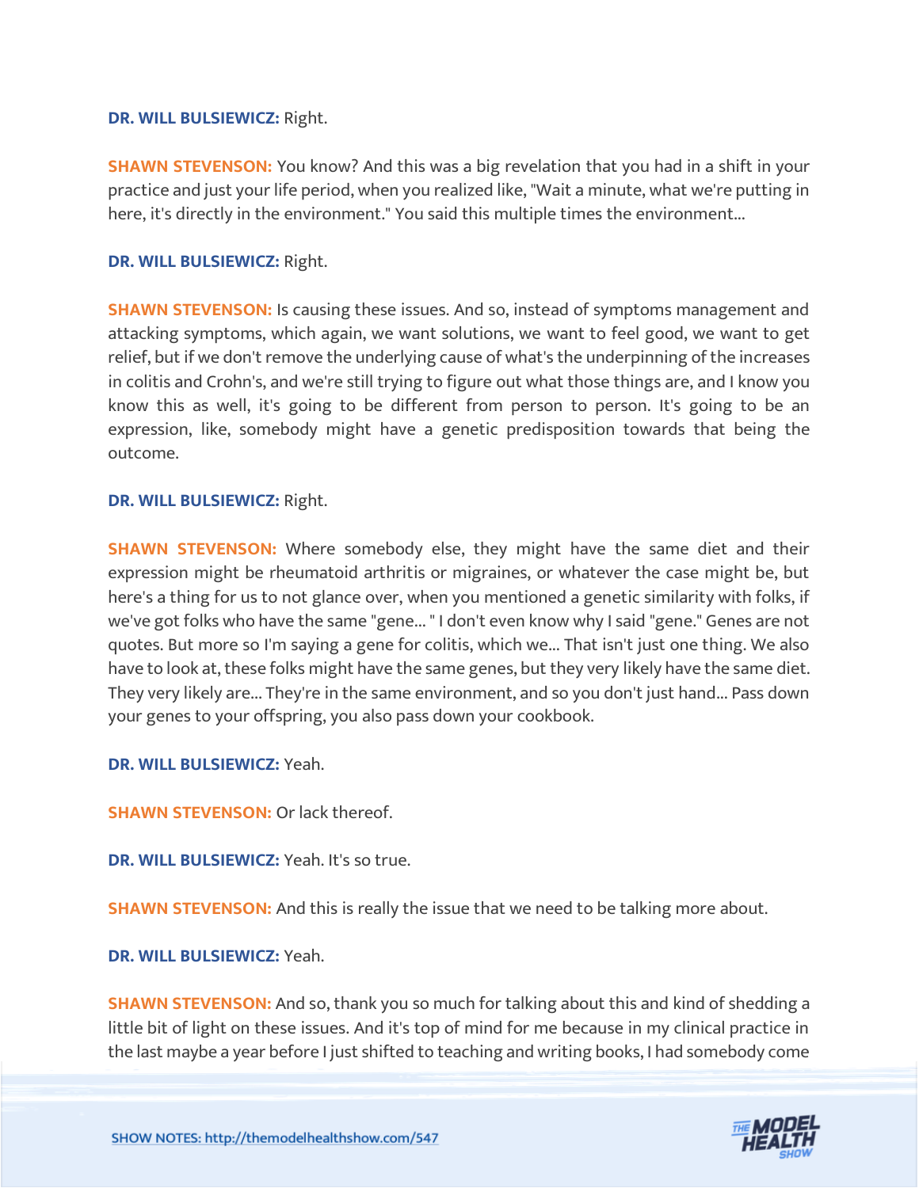**DR. WILL BULSIEWICZ:** Right.

**SHAWN STEVENSON:** You know? And this was a big revelation that you had in a shift in your practice and just your life period, when you realized like, "Wait a minute, what we're putting in here, it's directly in the environment." You said this multiple times the environment...

**DR. WILL BULSIEWICZ:** Right.

**SHAWN STEVENSON:** Is causing these issues. And so, instead of symptoms management and attacking symptoms, which again, we want solutions, we want to feel good, we want to get relief, but if we don't remove the underlying cause of what's the underpinning of the increases in colitis and Crohn's, and we're still trying to figure out what those things are, and I know you know this as well, it's going to be different from person to person. It's going to be an expression, like, somebody might have a genetic predisposition towards that being the outcome.

**DR. WILL BULSIEWICZ:** Right.

**SHAWN STEVENSON:** Where somebody else, they might have the same diet and their expression might be rheumatoid arthritis or migraines, or whatever the case might be, but here's a thing for us to not glance over, when you mentioned a genetic similarity with folks, if we've got folks who have the same "gene... " I don't even know why I said "gene." Genes are not quotes. But more so I'm saying a gene for colitis, which we... That isn't just one thing. We also have to look at, these folks might have the same genes, but they very likely have the same diet. They very likely are... They're in the same environment, and so you don't just hand... Pass down your genes to your offspring, you also pass down your cookbook.

**DR. WILL BULSIEWICZ:** Yeah.

**SHAWN STEVENSON:** Or lack thereof.

**DR. WILL BULSIEWICZ:** Yeah. It's so true.

**SHAWN STEVENSON:** And this is really the issue that we need to be talking more about.

**DR. WILL BULSIEWICZ:** Yeah.

**SHAWN STEVENSON:** And so, thank you so much for talking about this and kind of shedding a little bit of light on these issues. And it's top of mind for me because in my clinical practice in the last maybe a year before I just shifted to teaching and writing books, I had somebody come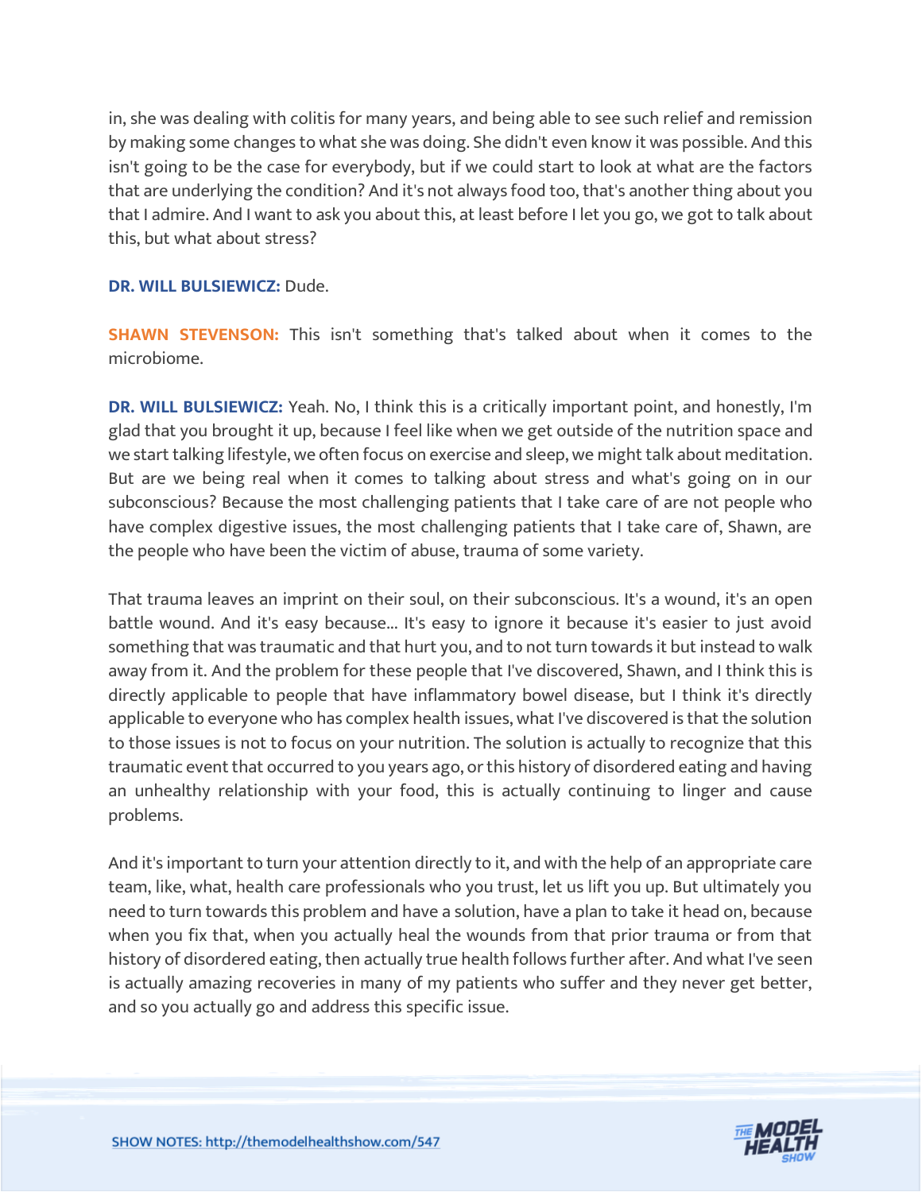in, she was dealing with colitis for many years, and being able to see such relief and remission by making some changes to what she was doing. She didn't even know it was possible. And this isn't going to be the case for everybody, but if we could start to look at what are the factors that are underlying the condition? And it's not always food too, that's another thing about you that I admire. And I want to ask you about this, at least before I let you go, we got to talk about this, but what about stress?

**DR. WILL BULSIEWICZ:** Dude.

**SHAWN STEVENSON:** This isn't something that's talked about when it comes to the microbiome.

**DR. WILL BULSIEWICZ:** Yeah. No, I think this is a critically important point, and honestly, I'm glad that you brought it up, because I feel like when we get outside of the nutrition space and we start talking lifestyle, we often focus on exercise and sleep, we might talk about meditation. But are we being real when it comes to talking about stress and what's going on in our subconscious? Because the most challenging patients that I take care of are not people who have complex digestive issues, the most challenging patients that I take care of, Shawn, are the people who have been the victim of abuse, trauma of some variety.

That trauma leaves an imprint on their soul, on their subconscious. It's a wound, it's an open battle wound. And it's easy because... It's easy to ignore it because it's easier to just avoid something that was traumatic and that hurt you, and to not turn towards it but instead to walk away from it. And the problem for these people that I've discovered, Shawn, and I think this is directly applicable to people that have inflammatory bowel disease, but I think it's directly applicable to everyone who has complex health issues, what I've discovered is that the solution to those issues is not to focus on your nutrition. The solution is actually to recognize that this traumatic event that occurred to you years ago, or this history of disordered eating and having an unhealthy relationship with your food, this is actually continuing to linger and cause problems.

And it's important to turn your attention directly to it, and with the help of an appropriate care team, like, what, health care professionals who you trust, let us lift you up. But ultimately you need to turn towards this problem and have a solution, have a plan to take it head on, because when you fix that, when you actually heal the wounds from that prior trauma or from that history of disordered eating, then actually true health follows further after. And what I've seen is actually amazing recoveries in many of my patients who suffer and they never get better, and so you actually go and address this specific issue.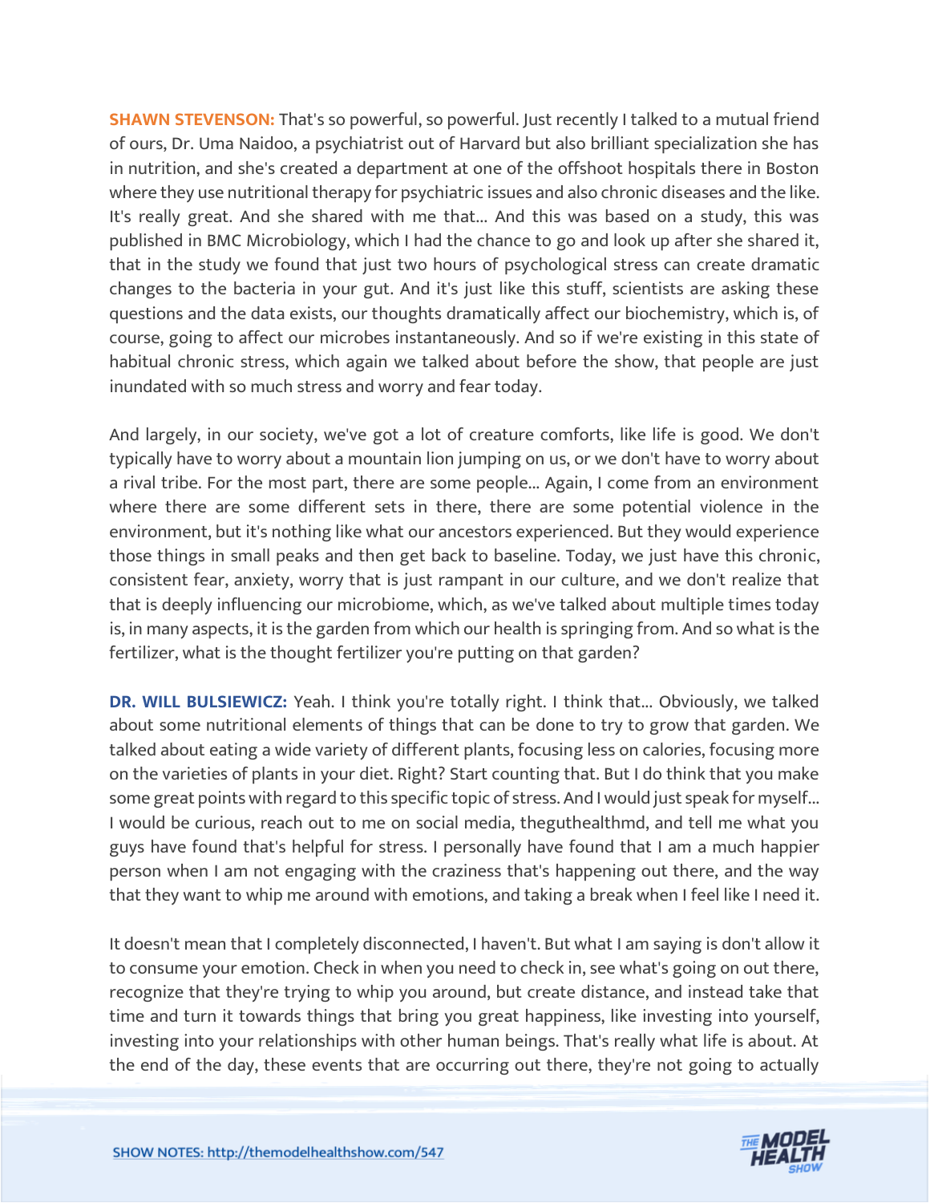**SHAWN STEVENSON:** That's so powerful, so powerful. Just recently I talked to a mutual friend of ours, Dr. Uma Naidoo, a psychiatrist out of Harvard but also brilliant specialization she has in nutrition, and she's created a department at one of the offshoot hospitals there in Boston where they use nutritional therapy for psychiatric issues and also chronic diseases and the like. It's really great. And she shared with me that... And this was based on a study, this was published in BMC Microbiology, which I had the chance to go and look up after she shared it, that in the study we found that just two hours of psychological stress can create dramatic changes to the bacteria in your gut. And it's just like this stuff, scientists are asking these questions and the data exists, our thoughts dramatically affect our biochemistry, which is, of course, going to affect our microbes instantaneously. And so if we're existing in this state of habitual chronic stress, which again we talked about before the show, that people are just inundated with so much stress and worry and fear today.

And largely, in our society, we've got a lot of creature comforts, like life is good. We don't typically have to worry about a mountain lion jumping on us, or we don't have to worry about a rival tribe. For the most part, there are some people... Again, I come from an environment where there are some different sets in there, there are some potential violence in the environment, but it's nothing like what our ancestors experienced. But they would experience those things in small peaks and then get back to baseline. Today, we just have this chronic, consistent fear, anxiety, worry that is just rampant in our culture, and we don't realize that that is deeply influencing our microbiome, which, as we've talked about multiple times today is, in many aspects, it is the garden from which our health is springing from. And so what is the fertilizer, what is the thought fertilizer you're putting on that garden?

**DR. WILL BULSIEWICZ:** Yeah. I think you're totally right. I think that... Obviously, we talked about some nutritional elements of things that can be done to try to grow that garden. We talked about eating a wide variety of different plants, focusing less on calories, focusing more on the varieties of plants in your diet. Right? Start counting that. But I do think that you make some great points with regard to this specific topic of stress. And I would just speak for myself... I would be curious, reach out to me on social media, theguthealthmd, and tell me what you guys have found that's helpful for stress. I personally have found that I am a much happier person when I am not engaging with the craziness that's happening out there, and the way that they want to whip me around with emotions, and taking a break when I feel like I need it.

It doesn't mean that I completely disconnected, I haven't. But what I am saying is don't allow it to consume your emotion. Check in when you need to check in, see what's going on out there, recognize that they're trying to whip you around, but create distance, and instead take that time and turn it towards things that bring you great happiness, like investing into yourself, investing into your relationships with other human beings. That's really what life is about. At the end of the day, these events that are occurring out there, they're not going to actually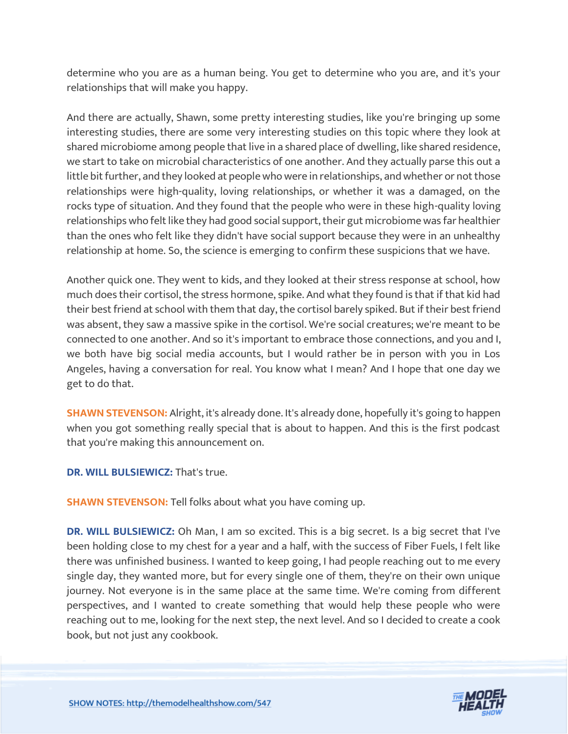determine who you are as a human being. You get to determine who you are, and it's your relationships that will make you happy.

And there are actually, Shawn, some pretty interesting studies, like you're bringing up some interesting studies, there are some very interesting studies on this topic where they look at shared microbiome among people that live in a shared place of dwelling, like shared residence, we start to take on microbial characteristics of one another. And they actually parse this out a little bit further, and they looked at people who were in relationships, and whether or not those relationships were high-quality, loving relationships, or whether it was a damaged, on the rocks type of situation. And they found that the people who were in these high-quality loving relationships who felt like they had good social support, their gut microbiome was far healthier than the ones who felt like they didn't have social support because they were in an unhealthy relationship at home. So, the science is emerging to confirm these suspicions that we have.

Another quick one. They went to kids, and they looked at their stress response at school, how much does their cortisol, the stress hormone, spike. And what they found is that if that kid had their best friend at school with them that day, the cortisol barely spiked. But if their best friend was absent, they saw a massive spike in the cortisol. We're social creatures; we're meant to be connected to one another. And so it's important to embrace those connections, and you and I, we both have big social media accounts, but I would rather be in person with you in Los Angeles, having a conversation for real. You know what I mean? And I hope that one day we get to do that.

**SHAWN STEVENSON:** Alright, it's already done. It's already done, hopefully it's going to happen when you got something really special that is about to happen. And this is the first podcast that you're making this announcement on.

**DR. WILL BULSIEWICZ:** That's true.

**SHAWN STEVENSON:** Tell folks about what you have coming up.

**DR. WILL BULSIEWICZ:** Oh Man, I am so excited. This is a big secret. Is a big secret that I've been holding close to my chest for a year and a half, with the success of Fiber Fuels, I felt like there was unfinished business. I wanted to keep going, I had people reaching out to me every single day, they wanted more, but for every single one of them, they're on their own unique journey. Not everyone is in the same place at the same time. We're coming from different perspectives, and I wanted to create something that would help these people who were reaching out to me, looking for the next step, the next level. And so I decided to create a cook book, but not just any cookbook.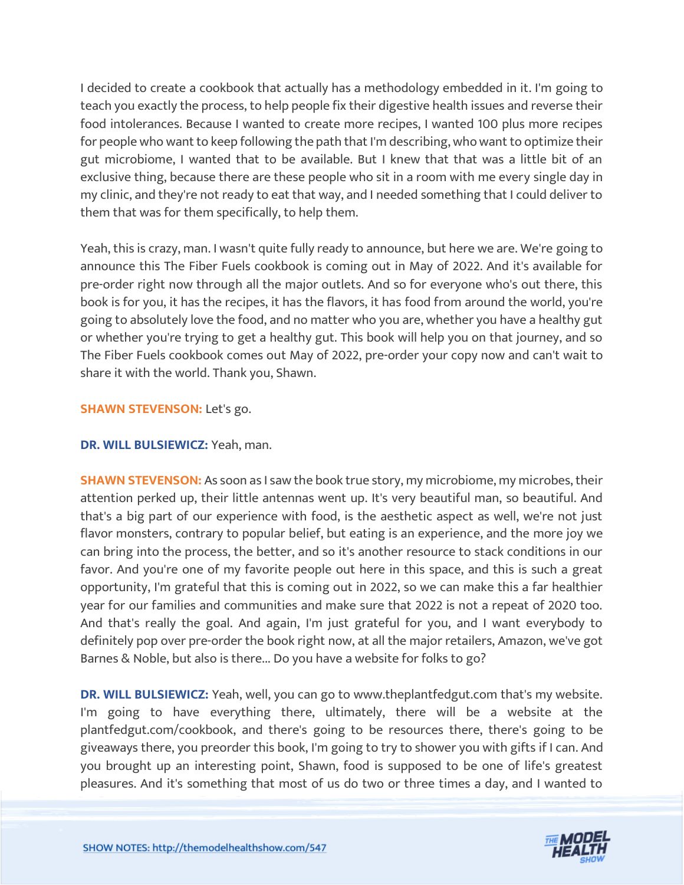I decided to create a cookbook that actually has a methodology embedded in it. I'm going to teach you exactly the process, to help people fix their digestive health issues and reverse their food intolerances. Because I wanted to create more recipes, I wanted 100 plus more recipes for people who want to keep following the path that I'm describing, who want to optimize their gut microbiome, I wanted that to be available. But I knew that that was a little bit of an exclusive thing, because there are these people who sit in a room with me every single day in my clinic, and they're not ready to eat that way, and I needed something that I could deliver to them that was for them specifically, to help them.

Yeah, this is crazy, man. I wasn't quite fully ready to announce, but here we are. We're going to announce this The Fiber Fuels cookbook is coming out in May of 2022. And it's available for pre-order right now through all the major outlets. And so for everyone who's out there, this book is for you, it has the recipes, it has the flavors, it has food from around the world, you're going to absolutely love the food, and no matter who you are, whether you have a healthy gut or whether you're trying to get a healthy gut. This book will help you on that journey, and so The Fiber Fuels cookbook comes out May of 2022, pre-order your copy now and can't wait to share it with the world. Thank you, Shawn.

**SHAWN STEVENSON:** Let's go.

**DR. WILL BULSIEWICZ:** Yeah, man.

**SHAWN STEVENSON:** As soon as I saw the book true story, my microbiome, my microbes, their attention perked up, their little antennas went up. It's very beautiful man, so beautiful. And that's a big part of our experience with food, is the aesthetic aspect as well, we're not just flavor monsters, contrary to popular belief, but eating is an experience, and the more joy we can bring into the process, the better, and so it's another resource to stack conditions in our favor. And you're one of my favorite people out here in this space, and this is such a great opportunity, I'm grateful that this is coming out in 2022, so we can make this a far healthier year for our families and communities and make sure that 2022 is not a repeat of 2020 too. And that's really the goal. And again, I'm just grateful for you, and I want everybody to definitely pop over pre-order the book right now, at all the major retailers, Amazon, we've got Barnes & Noble, but also is there... Do you have a website for folks to go?

**DR. WILL BULSIEWICZ:** Yeah, well, you can go to www.theplantfedgut.com that's my website. I'm going to have everything there, ultimately, there will be a website at the plantfedgut.com/cookbook, and there's going to be resources there, there's going to be giveaways there, you preorder this book, I'm going to try to shower you with gifts if I can. And you brought up an interesting point, Shawn, food is supposed to be one of life's greatest pleasures. And it's something that most of us do two or three times a day, and I wanted to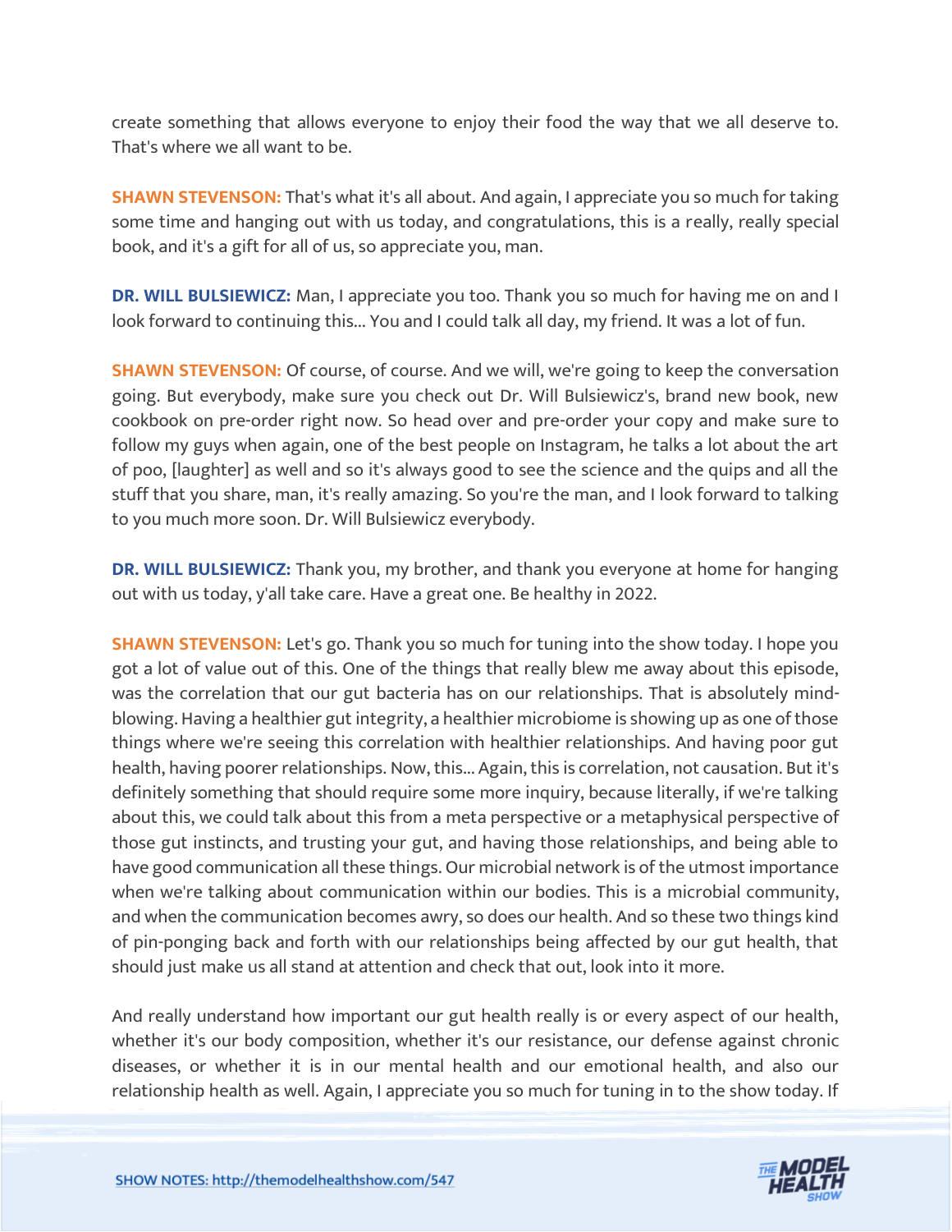create something that allows everyone to enjoy their food the way that we all deserve to. That's where we all want to be.

**SHAWN STEVENSON:** That's what it's all about. And again, I appreciate you so much for taking some time and hanging out with us today, and congratulations, this is a really, really special book, and it's a gift for all of us, so appreciate you, man.

**DR. WILL BULSIEWICZ:** Man, I appreciate you too. Thank you so much for having me on and I look forward to continuing this... You and I could talk all day, my friend. It was a lot of fun.

**SHAWN STEVENSON:** Of course, of course. And we will, we're going to keep the conversation going. But everybody, make sure you check out Dr. Will Bulsiewicz's, brand new book, new cookbook on pre-order right now. So head over and pre-order your copy and make sure to follow my guys when again, one of the best people on Instagram, he talks a lot about the art of poo, [laughter] as well and so it's always good to see the science and the quips and all the stuff that you share, man, it's really amazing. So you're the man, and I look forward to talking to you much more soon. Dr. Will Bulsiewicz everybody.

**DR. WILL BULSIEWICZ:** Thank you, my brother, and thank you everyone at home for hanging out with us today, y'all take care. Have a great one. Be healthy in 2022.

**SHAWN STEVENSON:** Let's go. Thank you so much for tuning into the show today. I hope you got a lot of value out of this. One of the things that really blew me away about this episode, was the correlation that our gut bacteria has on our relationships. That is absolutely mind-blowing. Having a healthier gut integrity, a healthier microbiome is showing up as one of those things where we're seeing this correlation with healthier relationships. And having poor gut health, having poorer relationships. Now, this... Again, this is correlation, not causation. But it's definitely something that should require some more inquiry, because literally, if we're talking about this, we could talk about this from a meta perspective or a metaphysical perspective of those gut instincts, and trusting your gut, and having those relationships, and being able to have good communication all these things. Our microbial network is of the utmost importance when we're talking about communication within our bodies. This is a microbial community, and when the communication becomes awry, so does our health. And so these two things kind of pin-ponging back and forth with our relationships being affected by our gut health, that should just make us all stand at attention and check that out, look into it more.

And really understand how important our gut health really is or every aspect of our health, whether it's our body composition, whether it's our resistance, our defense against chronic diseases, or whether it is in our mental health and our emotional health, and also our relationship health as well. Again, I appreciate you so much for tuning in to the show today. If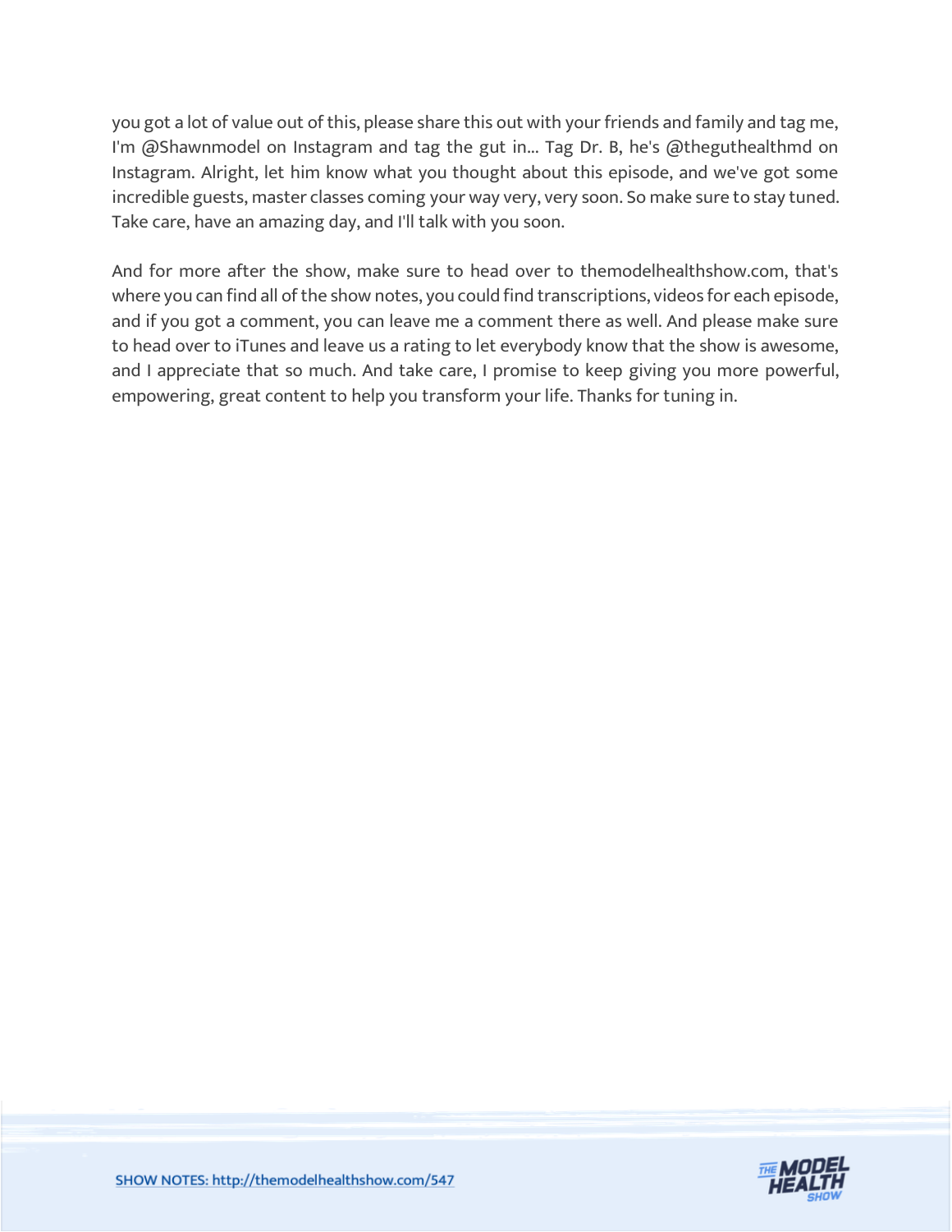you got a lot of value out of this, please share this out with your friends and family and tag me, I'm @Shawnmodel on Instagram and tag the gut in... Tag Dr. B, he's @theguthealthmd on Instagram. Alright, let him know what you thought about this episode, and we've got some incredible guests, master classes coming your way very, very soon. So make sure to stay tuned. Take care, have an amazing day, and I'll talk with you soon.

And for more after the show, make sure to head over to themodelhealthshow.com, that's where you can find all of the show notes, you could find transcriptions, videos for each episode, and if you got a comment, you can leave me a comment there as well. And please make sure to head over to iTunes and leave us a rating to let everybody know that the show is awesome, and I appreciate that so much. And take care, I promise to keep giving you more powerful, empowering, great content to help you transform your life. Thanks for tuning in.